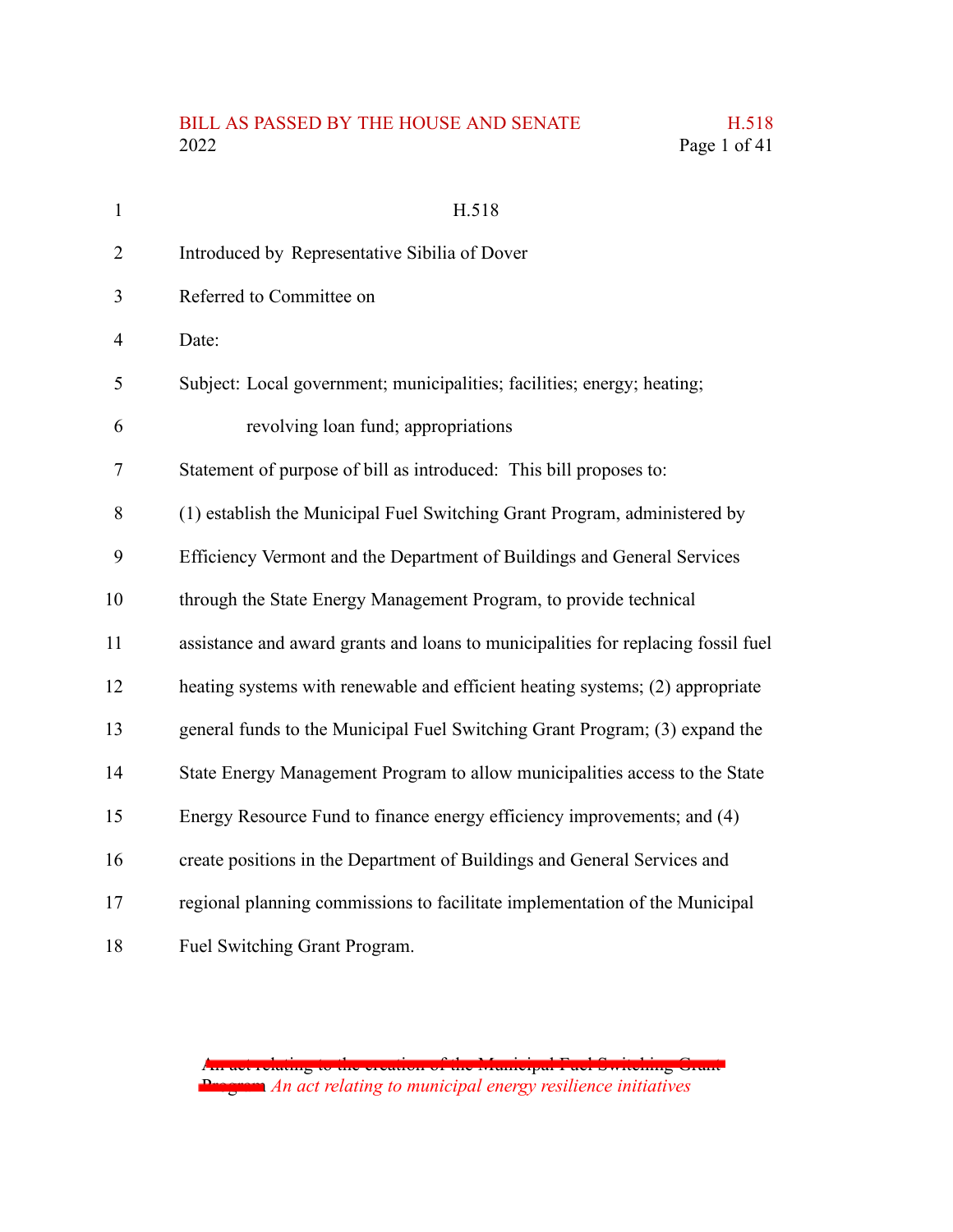BILL AS PASSED BY THE HOUSE AND SENATE H.518

H.518

Introduced by Representative Sibilia of Dover

Referred to Committee on

Date:

Subject: Local government; municipalities; facilities; energy; heating; revolving loan fund; appropriations

Statement of purpose of bill as introduced: This bill proposes to: (1) establish the Municipal Fuel Switching Grant Program, administered by Efficiency Vermont and the Department of Buildings and General Services through the State Energy Management Program, to provide technical assistance and award grants and loans to municipalities for replacing fossil fuel heating systems with renewable and efficient heating systems; (2) appropriate general funds to the Municipal Fuel Switching Grant Program; (3) expand the State Energy Management Program to allow municipalities access to the State Energy Resource Fund to finance energy efficiency improvements; and (4) create positions in the Department of Buildings and General Services and regional planning commissions to facilitate implementation of the Municipal Fuel Switching Grant Program.

~~An act relating to the creation of the Municipal Fuel Switching Grant Program~~ *An act relating to municipal energy resilience initiatives*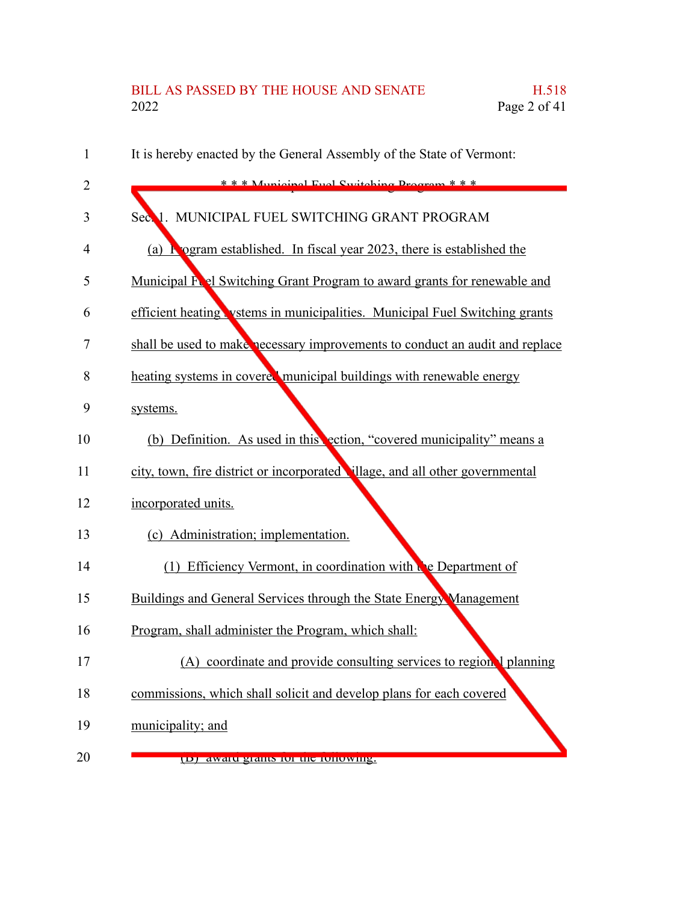It is hereby enacted by the General Assembly of the State of Vermont:

\* \* \* Municipal Fuel Switching Program \* \* \*

Sec. 1. MUNICIPAL FUEL SWITCHING GRANT PROGRAM

(a) Program established. In fiscal year 2023, there is established the Municipal Fuel Switching Grant Program to award grants for renewable and efficient heating systems in municipalities. Municipal Fuel Switching grants shall be used to make necessary improvements to conduct an audit and replace heating systems in covered municipal buildings with renewable energy systems.

(b) Definition. As used in this section, "covered municipality" means a city, town, fire district or incorporated village, and all other governmental incorporated units.

(c) Administration; implementation.

(1) Efficiency Vermont, in coordination with the Department of Buildings and General Services through the State Energy Management Program, shall administer the Program, which shall:

(A) coordinate and provide consulting services to regional planning commissions, which shall solicit and develop plans for each covered municipality; and

(B) award grants for the following: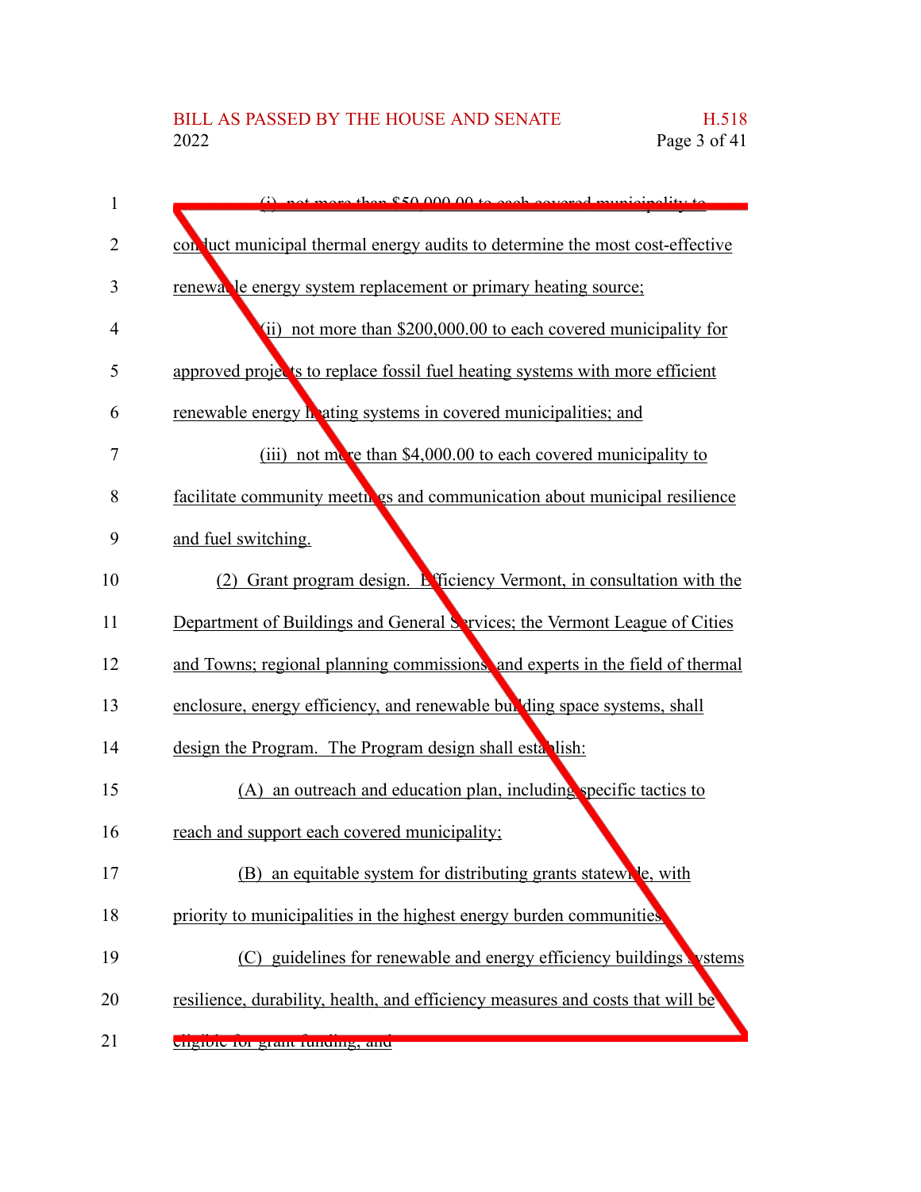(i) not more than $50,000.00 to each covered municipality to conduct municipal thermal energy audits to determine the most cost-effective renewable energy system replacement or primary heating source;

(ii) not more than $200,000.00 to each covered municipality for approved projects to replace fossil fuel heating systems with more efficient renewable energy heating systems in covered municipalities; and

(iii) not more than $4,000.00 to each covered municipality to facilitate community meetings and communication about municipal resilience and fuel switching.

(2) Grant program design. Efficiency Vermont, in consultation with the Department of Buildings and General Services; the Vermont League of Cities and Towns; regional planning commissions; and experts in the field of thermal enclosure, energy efficiency, and renewable building space systems, shall design the Program. The Program design shall establish:

(A) an outreach and education plan, including specific tactics to reach and support each covered municipality;

(B) an equitable system for distributing grants statewide, with priority to municipalities in the highest energy burden communities;

(C) guidelines for renewable and energy efficiency buildings systems resilience, durability, health, and efficiency measures and costs that will be eligible for grant funding; and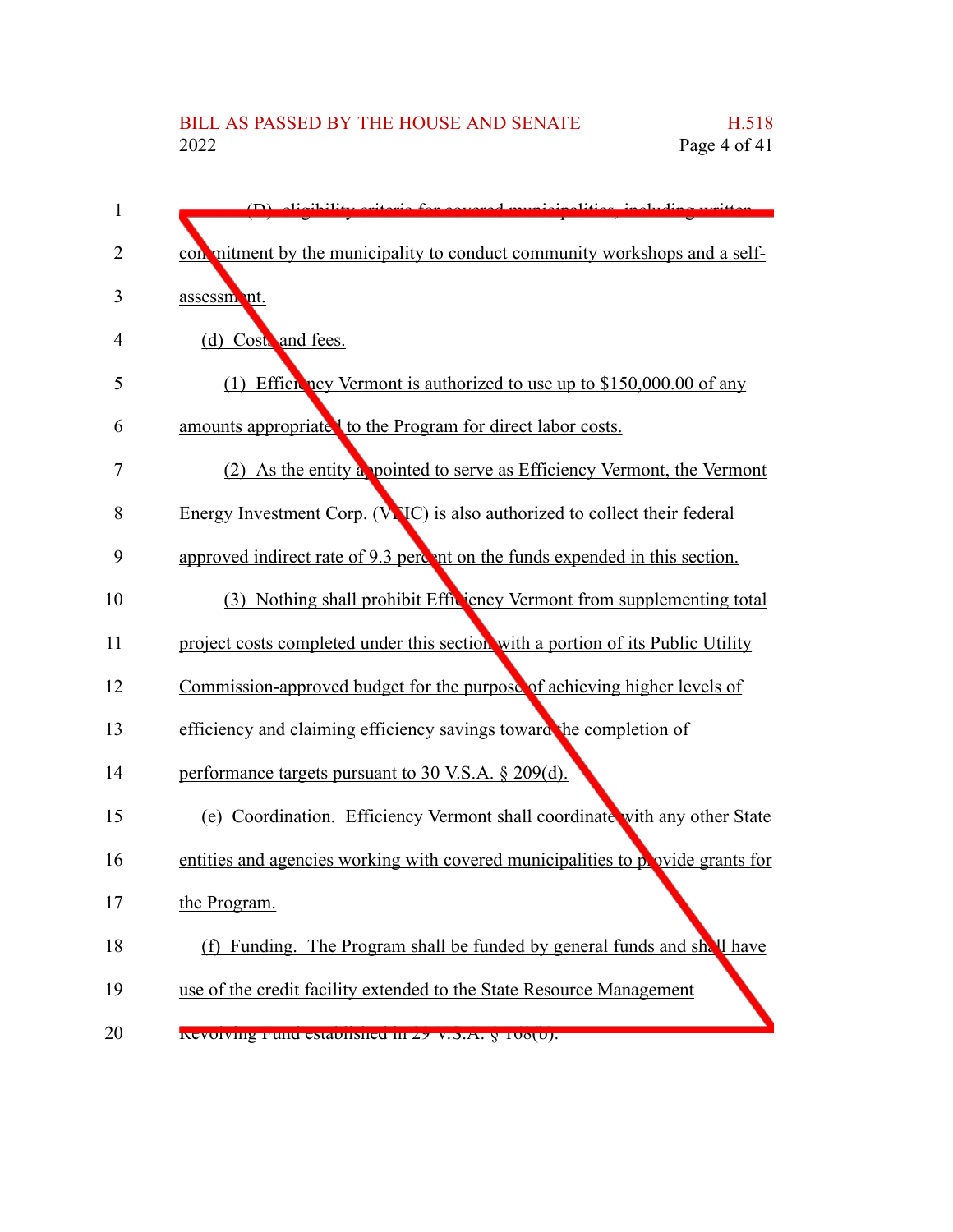(D) eligibility criteria for covered municipalities, including written commitment by the municipality to conduct community workshops and a self-assessment.

(d) Costs and fees.

(1) Efficiency Vermont is authorized to use up to $150,000.00 of any amounts appropriated to the Program for direct labor costs.

(2) As the entity appointed to serve as Efficiency Vermont, the Vermont Energy Investment Corp. (VEIC) is also authorized to collect their federal approved indirect rate of 9.3 percent on the funds expended in this section.

(3) Nothing shall prohibit Efficiency Vermont from supplementing total project costs completed under this section with a portion of its Public Utility Commission-approved budget for the purpose of achieving higher levels of efficiency and claiming efficiency savings toward the completion of performance targets pursuant to 30 V.S.A. § 209(d).

(e) Coordination. Efficiency Vermont shall coordinate with any other State entities and agencies working with covered municipalities to provide grants for the Program.

(f) Funding. The Program shall be funded by general funds and shall have use of the credit facility extended to the State Resource Management Revolving Fund established in 29 V.S.A. § 168(b).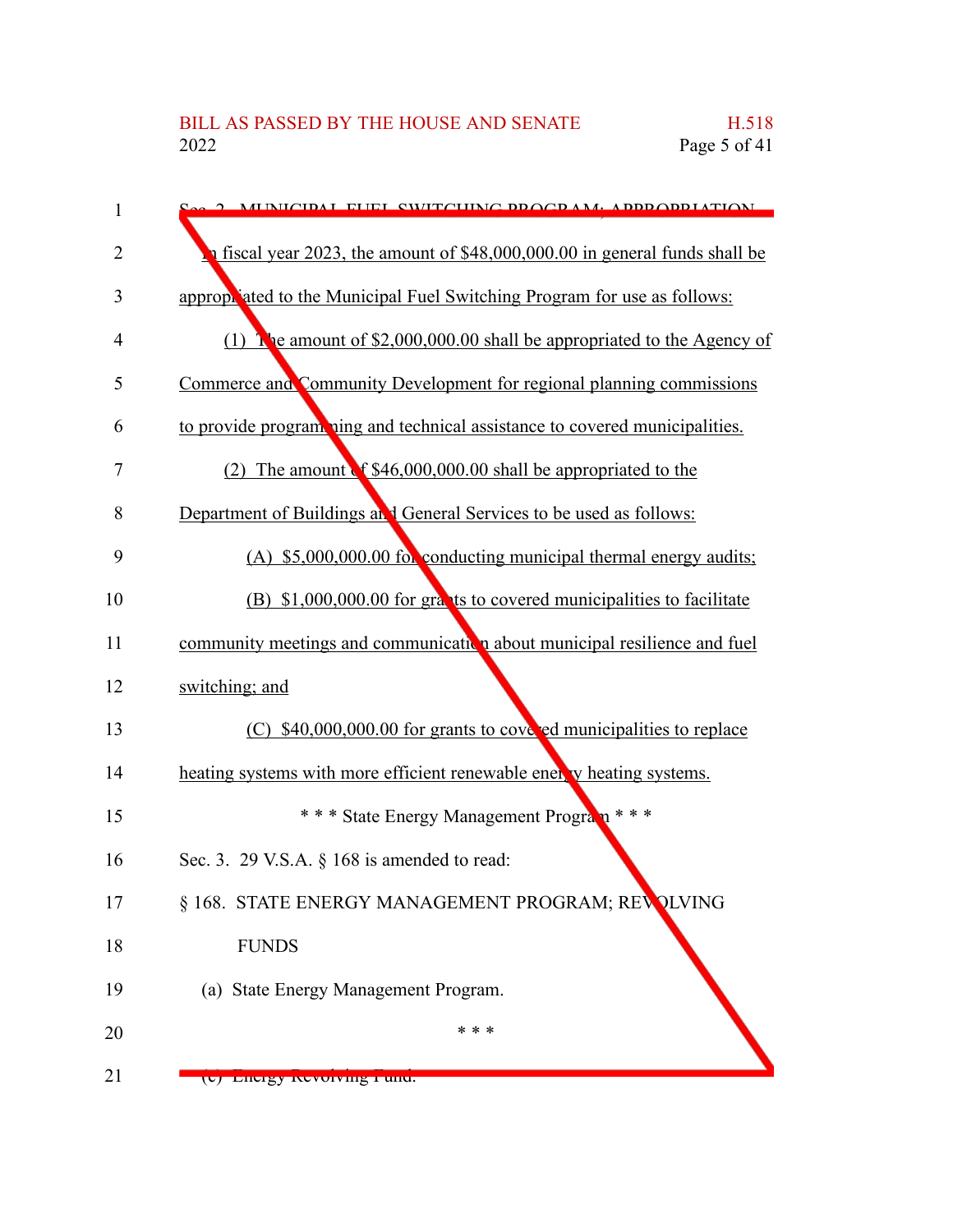Sec. 2. MUNICIPAL FUEL SWITCHING PROGRAM; APPROPRIATION

In fiscal year 2023, the amount of $48,000,000.00 in general funds shall be appropriated to the Municipal Fuel Switching Program for use as follows:

(1) The amount of $2,000,000.00 shall be appropriated to the Agency of Commerce and Community Development for regional planning commissions to provide programming and technical assistance to covered municipalities.

(2) The amount of $46,000,000.00 shall be appropriated to the Department of Buildings and General Services to be used as follows:

(A) $5,000,000.00 for conducting municipal thermal energy audits;

(B) $1,000,000.00 for grants to covered municipalities to facilitate community meetings and communication about municipal resilience and fuel switching; and

(C) $40,000,000.00 for grants to covered municipalities to replace heating systems with more efficient renewable energy heating systems.

\* \* \* State Energy Management Program \* \* \*

Sec. 3. 29 V.S.A. § 168 is amended to read:

§ 168. STATE ENERGY MANAGEMENT PROGRAM; REVOLVING FUNDS

(a) State Energy Management Program.

\* \* \*

(c) Energy Revolving Fund.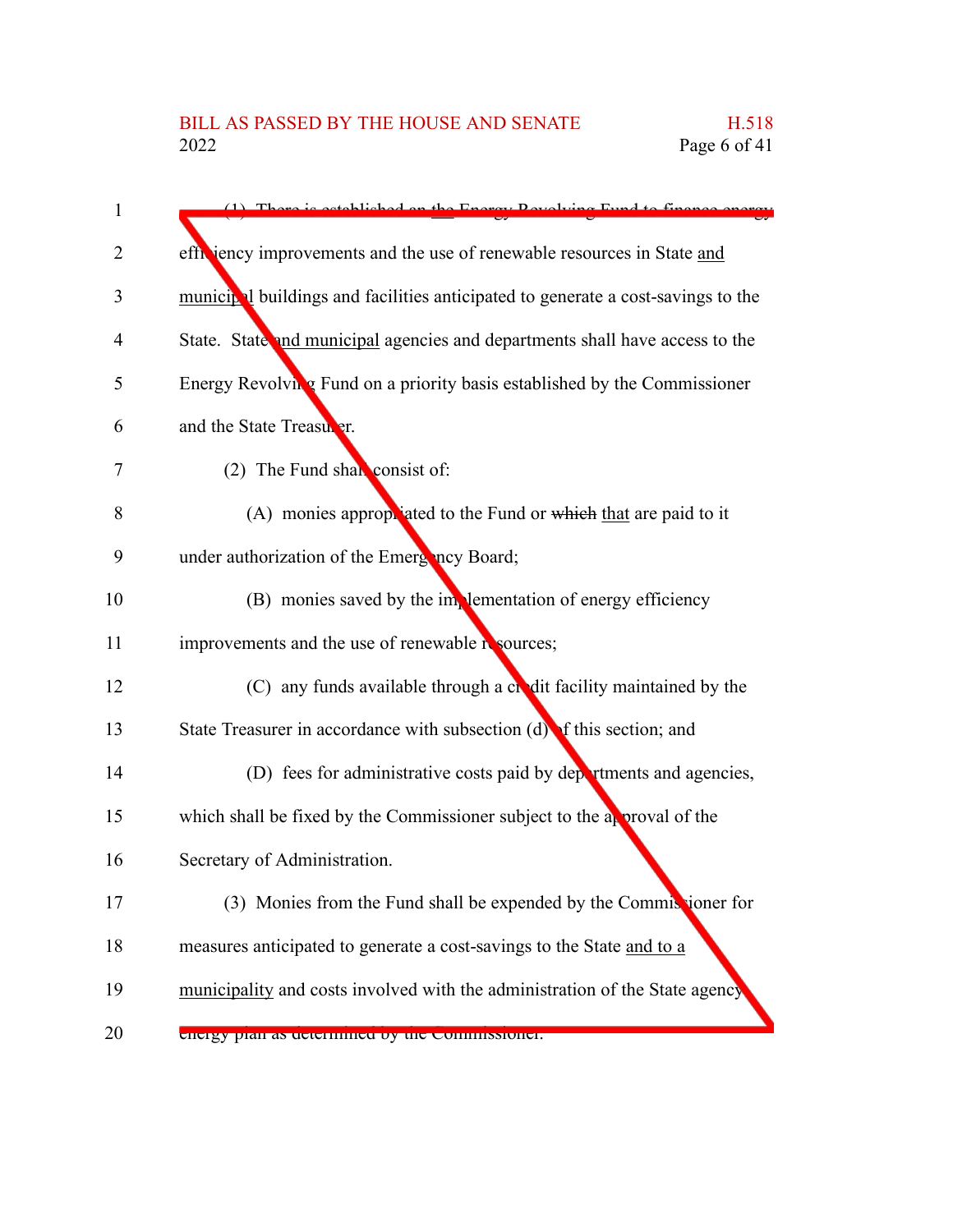(1) There is established an the Energy Revolving Fund to finance energy efficiency improvements and the use of renewable resources in State and municipal buildings and facilities anticipated to generate a cost-savings to the State. State and municipal agencies and departments shall have access to the Energy Revolving Fund on a priority basis established by the Commissioner and the State Treasurer.

(2) The Fund shall consist of:

(A) monies appropriated to the Fund or ~~which~~ that are paid to it under authorization of the Emergency Board;

(B) monies saved by the implementation of energy efficiency improvements and the use of renewable resources;

(C) any funds available through a credit facility maintained by the State Treasurer in accordance with subsection (d) of this section; and

(D) fees for administrative costs paid by departments and agencies, which shall be fixed by the Commissioner subject to the approval of the Secretary of Administration.

(3) Monies from the Fund shall be expended by the Commissioner for measures anticipated to generate a cost-savings to the State and to a municipality and costs involved with the administration of the State agency energy plan as determined by the Commissioner.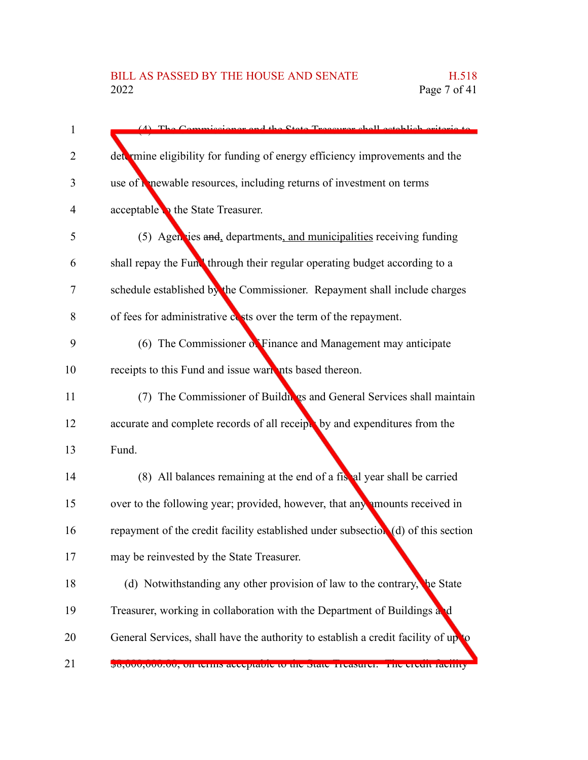(4) The Commissioner and the State Treasurer shall establish criteria to determine eligibility for funding of energy efficiency improvements and the use of renewable resources, including returns of investment on terms acceptable to the State Treasurer.

(5) Agencies ~~and~~, departments, and municipalities receiving funding shall repay the Fund through their regular operating budget according to a schedule established by the Commissioner. Repayment shall include charges of fees for administrative costs over the term of the repayment.

(6) The Commissioner of Finance and Management may anticipate receipts to this Fund and issue warrants based thereon.

(7) The Commissioner of Buildings and General Services shall maintain accurate and complete records of all receipts by and expenditures from the Fund.

(8) All balances remaining at the end of a fiscal year shall be carried over to the following year; provided, however, that any amounts received in repayment of the credit facility established under subsection (d) of this section may be reinvested by the State Treasurer.

(d) Notwithstanding any other provision of law to the contrary, the State Treasurer, working in collaboration with the Department of Buildings and General Services, shall have the authority to establish a credit facility of up to $8,000,000.00, on terms acceptable to the State Treasurer. The credit facility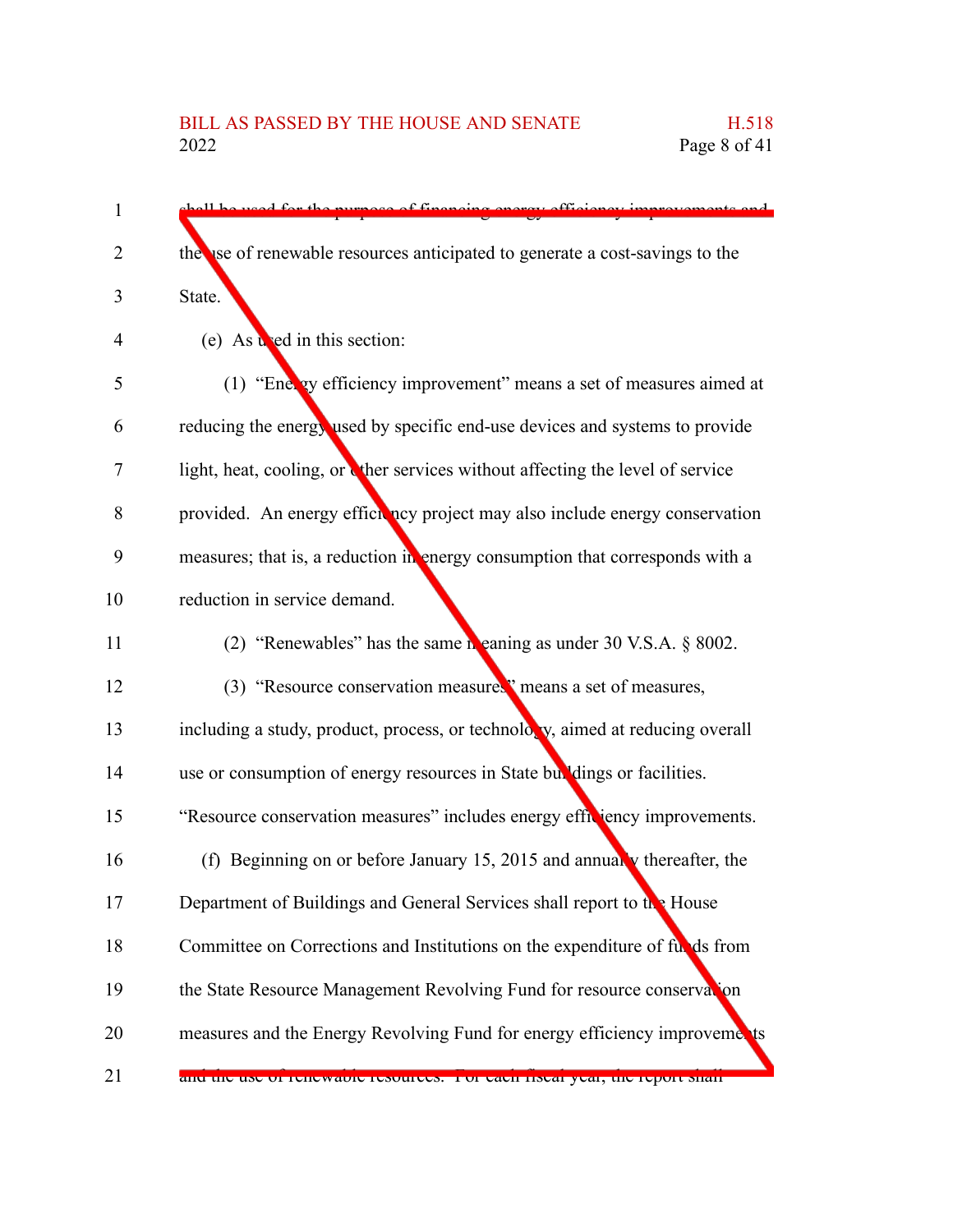shall be used for the purpose of financing energy efficiency improvements and the use of renewable resources anticipated to generate a cost-savings to the State.

(e) As used in this section:

(1) "Energy efficiency improvement" means a set of measures aimed at reducing the energy used by specific end-use devices and systems to provide light, heat, cooling, or other services without affecting the level of service provided. An energy efficiency project may also include energy conservation measures; that is, a reduction in energy consumption that corresponds with a reduction in service demand.

(2) "Renewables" has the same meaning as under 30 V.S.A. § 8002.

(3) "Resource conservation measures" means a set of measures, including a study, product, process, or technology, aimed at reducing overall use or consumption of energy resources in State buildings or facilities. "Resource conservation measures" includes energy efficiency improvements.

(f) Beginning on or before January 15, 2015 and annually thereafter, the Department of Buildings and General Services shall report to the House Committee on Corrections and Institutions on the expenditure of funds from the State Resource Management Revolving Fund for resource conservation measures and the Energy Revolving Fund for energy efficiency improvements and the use of renewable resources. For each fiscal year, the report shall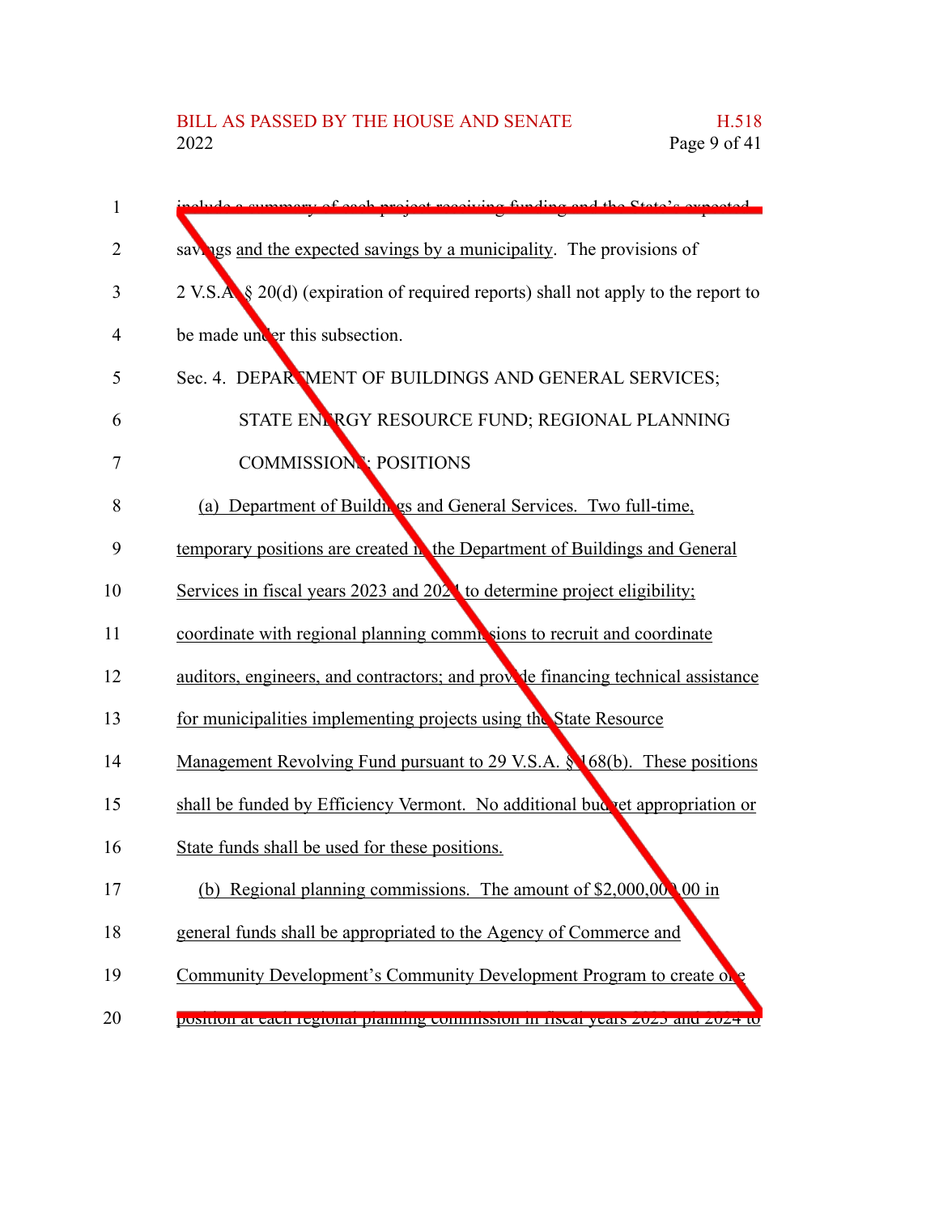include a summary of each project receiving funding and the State's expected savings and the expected savings by a municipality. The provisions of 2 V.S.A. § 20(d) (expiration of required reports) shall not apply to the report to be made under this subsection.

Sec. 4. DEPARTMENT OF BUILDINGS AND GENERAL SERVICES; STATE ENERGY RESOURCE FUND; REGIONAL PLANNING COMMISSIONS; POSITIONS

(a) Department of Buildings and General Services. Two full-time, temporary positions are created in the Department of Buildings and General Services in fiscal years 2023 and 2024 to determine project eligibility; coordinate with regional planning commissions to recruit and coordinate auditors, engineers, and contractors; and provide financing technical assistance for municipalities implementing projects using the State Resource Management Revolving Fund pursuant to 29 V.S.A. § 168(b). These positions shall be funded by Efficiency Vermont. No additional budget appropriation or State funds shall be used for these positions.

(b) Regional planning commissions. The amount of $2,000,000.00 in general funds shall be appropriated to the Agency of Commerce and Community Development's Community Development Program to create one position at each regional planning commission in fiscal years 2023 and 2024 to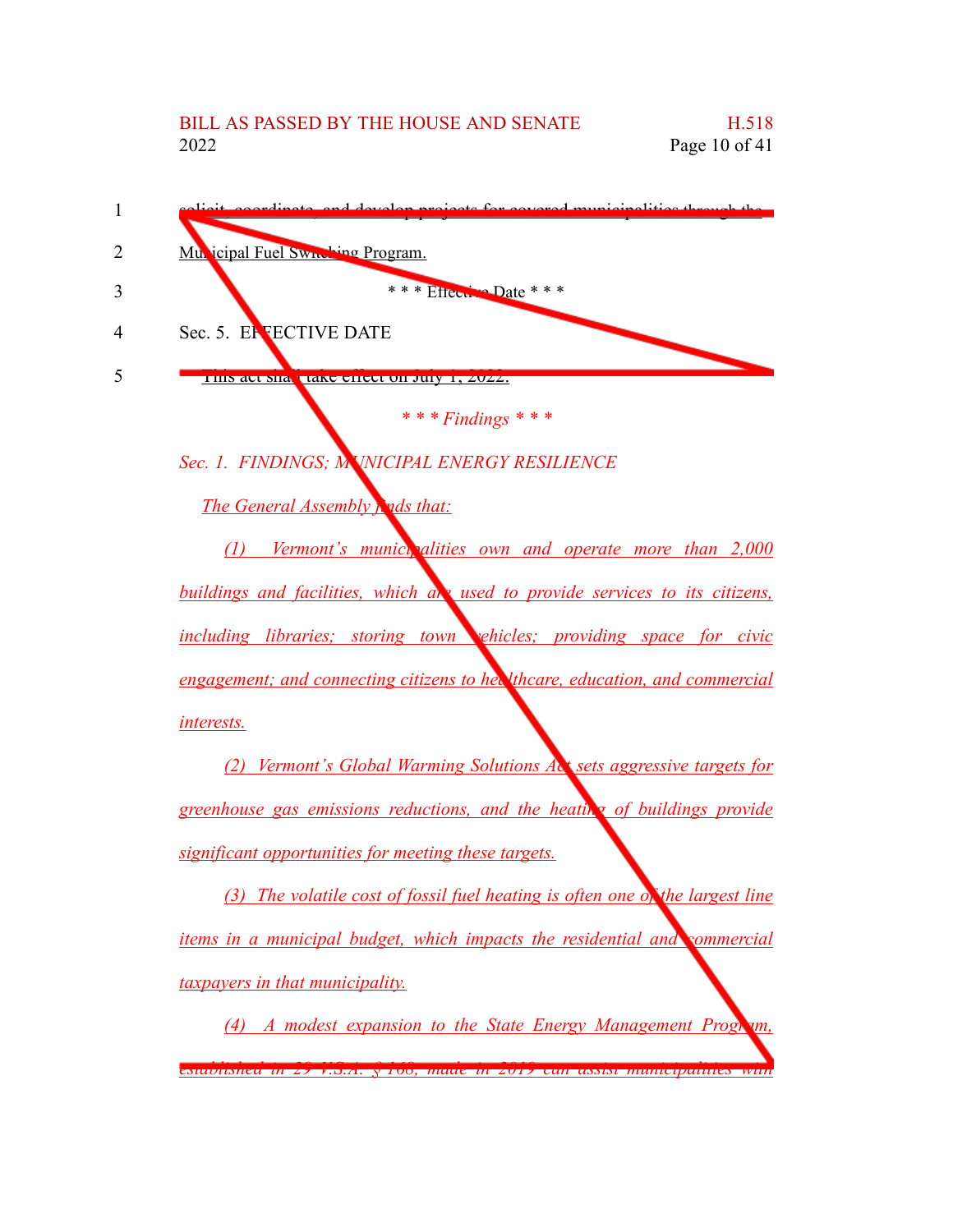solicit, coordinate, and develop projects for covered municipalities through the Municipal Fuel Switching Program.

\* \* \* Effective Date \* \* \*

Sec. 5. EFFECTIVE DATE

This act shall take effect on July 1, 2022.

*\* \* \* Findings \* \* \**

*Sec. 1. FINDINGS; MUNICIPAL ENERGY RESILIENCE*

*The General Assembly finds that:*

*(1) Vermont's municipalities own and operate more than 2,000 buildings and facilities, which are used to provide services to its citizens, including libraries; storing town vehicles; providing space for civic engagement; and connecting citizens to healthcare, education, and commercial interests.*

*(2) Vermont's Global Warming Solutions Act sets aggressive targets for greenhouse gas emissions reductions, and the heating of buildings provide significant opportunities for meeting these targets.*

*(3) The volatile cost of fossil fuel heating is often one of the largest line items in a municipal budget, which impacts the residential and commercial taxpayers in that municipality.*

*(4) A modest expansion to the State Energy Management Program, established in 29 V.S.A. § 168, made in 2019 can assist municipalities with*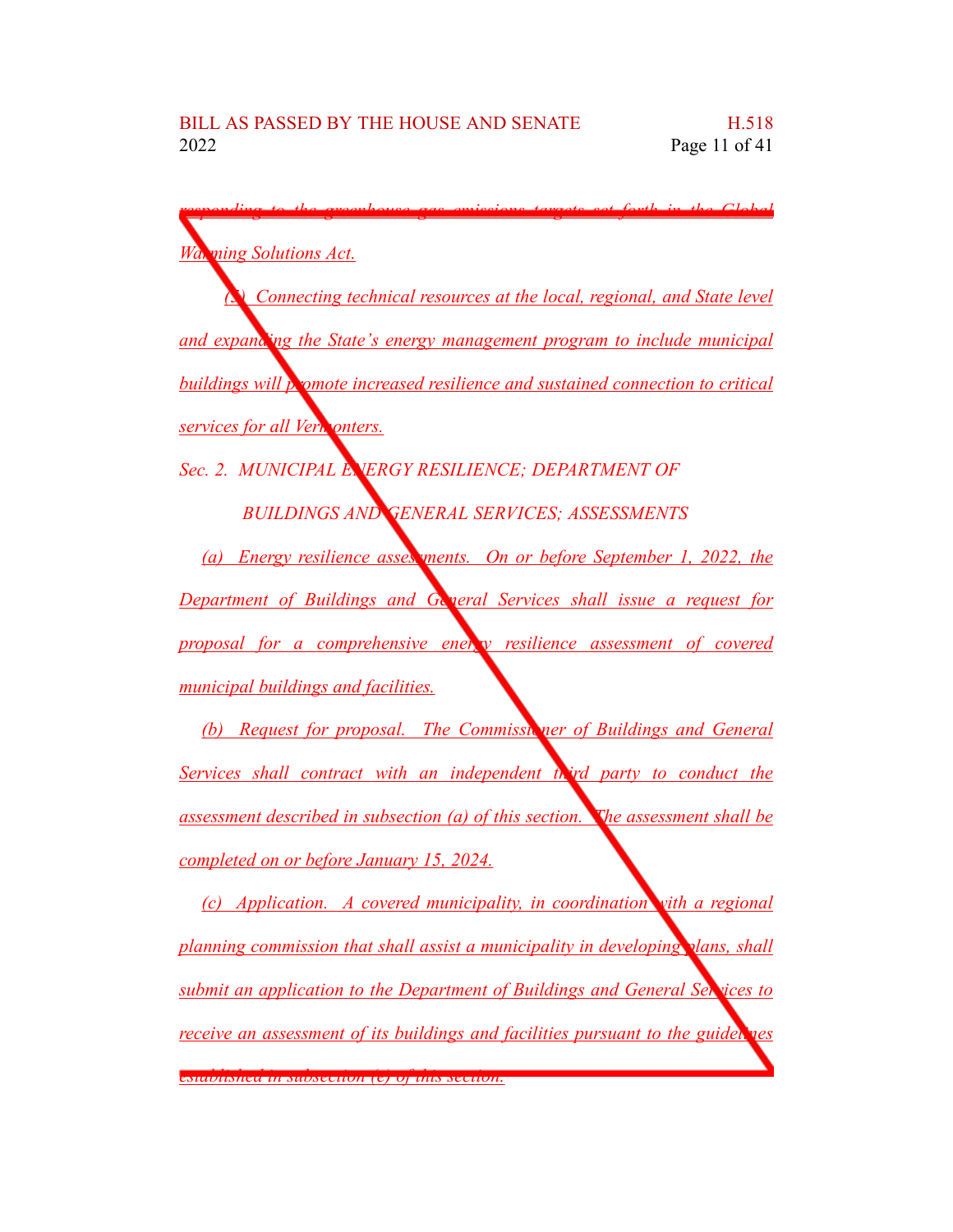*responding to the greenhouse gas emissions targets set forth in the Global Warming Solutions Act.*

*(5) Connecting technical resources at the local, regional, and State level and expanding the State's energy management program to include municipal buildings will promote increased resilience and sustained connection to critical services for all Vermonters.*

*Sec. 2. MUNICIPAL ENERGY RESILIENCE; DEPARTMENT OF BUILDINGS AND GENERAL SERVICES; ASSESSMENTS*

*(a) Energy resilience assessments. On or before September 1, 2022, the Department of Buildings and General Services shall issue a request for proposal for a comprehensive energy resilience assessment of covered municipal buildings and facilities.*

*(b) Request for proposal. The Commissioner of Buildings and General Services shall contract with an independent third party to conduct the assessment described in subsection (a) of this section. The assessment shall be completed on or before January 15, 2024.*

*(c) Application. A covered municipality, in coordination with a regional planning commission that shall assist a municipality in developing plans, shall submit an application to the Department of Buildings and General Services to receive an assessment of its buildings and facilities pursuant to the guidelines established in subsection (e) of this section.*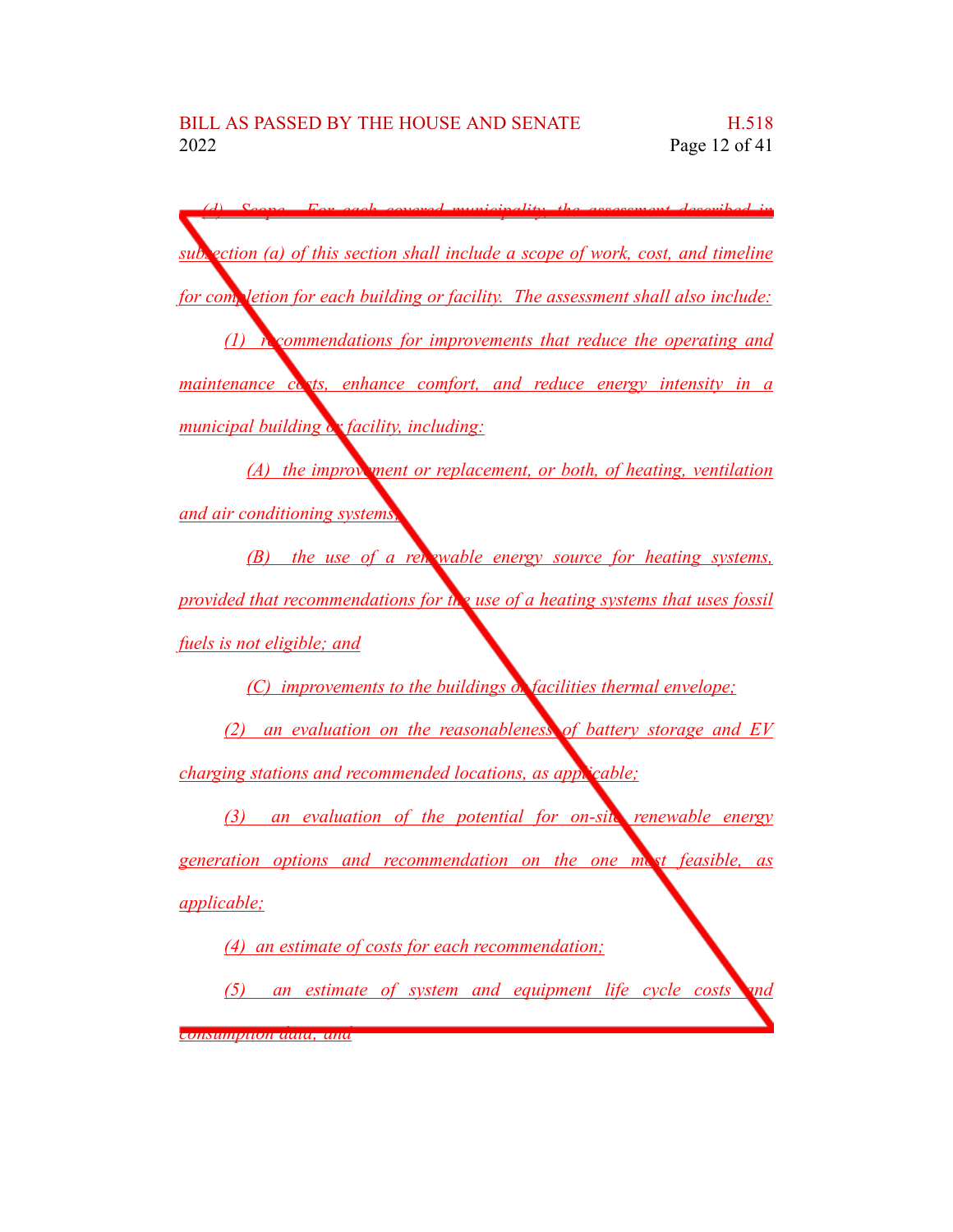*(d) Scope. For each covered municipality, the assessment described in subsection (a) of this section shall include a scope of work, cost, and timeline for completion for each building or facility. The assessment shall also include:*

*(1) recommendations for improvements that reduce the operating and maintenance costs, enhance comfort, and reduce energy intensity in a municipal building or facility, including:*

*(A) the improvement or replacement, or both, of heating, ventilation and air conditioning systems;*

*(B) the use of a renewable energy source for heating systems, provided that recommendations for the use of a heating systems that uses fossil fuels is not eligible; and*

*(C) improvements to the buildings or facilities thermal envelope;*

*(2) an evaluation on the reasonableness of battery storage and EV charging stations and recommended locations, as applicable;*

*(3) an evaluation of the potential for on-site renewable energy generation options and recommendation on the one most feasible, as applicable;*

*(4) an estimate of costs for each recommendation;*

*(5) an estimate of system and equipment life cycle costs and consumption data; and*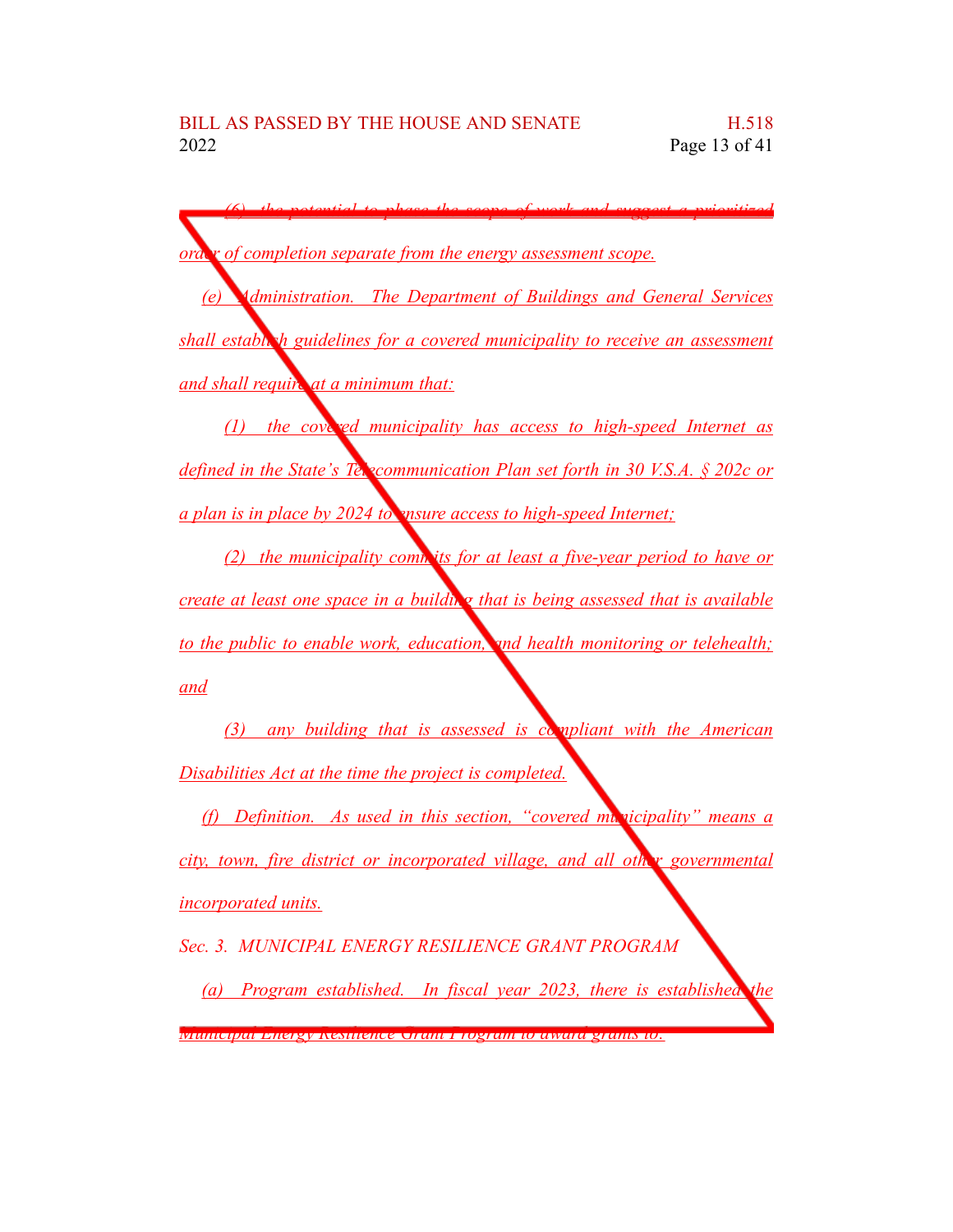*(6) the potential to phase the scope of work and suggest a prioritized order of completion separate from the energy assessment scope.*

*(e) Administration. The Department of Buildings and General Services shall establish guidelines for a covered municipality to receive an assessment and shall require at a minimum that:*

*(1) the covered municipality has access to high-speed Internet as defined in the State's Telecommunication Plan set forth in 30 V.S.A. § 202c or a plan is in place by 2024 to ensure access to high-speed Internet;*

*(2) the municipality commits for at least a five-year period to have or create at least one space in a building that is being assessed that is available to the public to enable work, education, and health monitoring or telehealth; and*

*(3) any building that is assessed is compliant with the American Disabilities Act at the time the project is completed.*

*(f) Definition. As used in this section, "covered municipality" means a city, town, fire district or incorporated village, and all other governmental incorporated units.*

*Sec. 3. MUNICIPAL ENERGY RESILIENCE GRANT PROGRAM*

*(a) Program established. In fiscal year 2023, there is established the Municipal Energy Resilience Grant Program to award grants to:*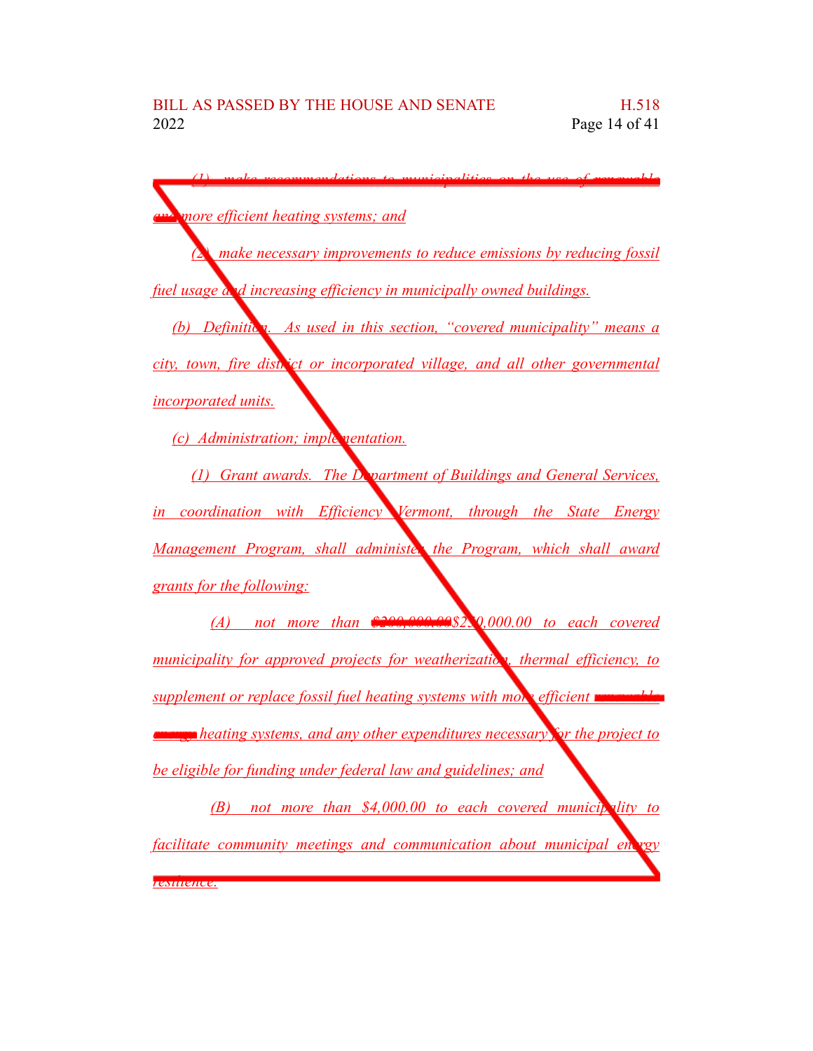*(1) make recommendations to municipalities on the use of ~~renewable and~~ more efficient heating systems; and*

*(2) make necessary improvements to reduce emissions by reducing fossil fuel usage and increasing efficiency in municipally owned buildings.*

*(b) Definition. As used in this section, "covered municipality" means a city, town, fire district or incorporated village, and all other governmental incorporated units.*

*(c) Administration; implementation.*

*(1) Grant awards. The Department of Buildings and General Services, in coordination with Efficiency Vermont, through the State Energy Management Program, shall administer the Program, which shall award grants for the following:*

*(A) not more than ~~$200,000.00~~$250,000.00 to each covered municipality for approved projects for weatherization, thermal efficiency, to supplement or replace fossil fuel heating systems with more efficient ~~renewable energy~~ heating systems, and any other expenditures necessary for the project to be eligible for funding under federal law and guidelines; and*

*(B) not more than $4,000.00 to each covered municipality to facilitate community meetings and communication about municipal energy resilience.*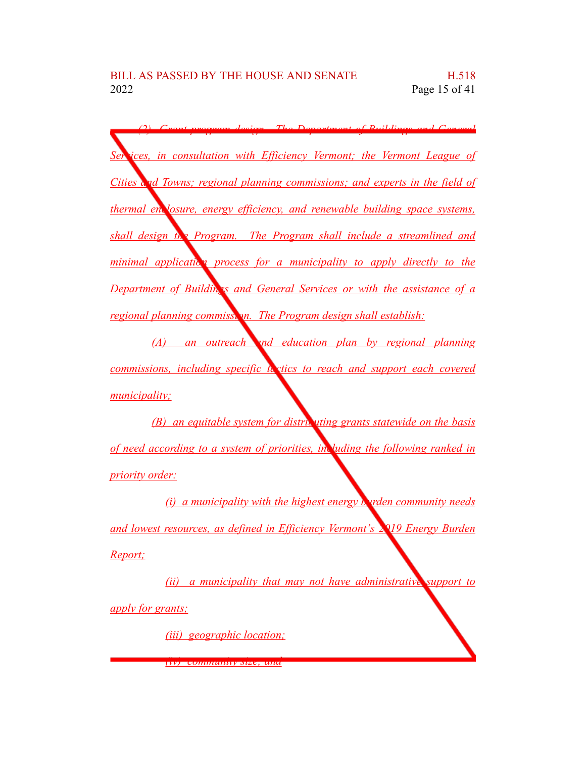*(2) Grant program design. The Department of Buildings and General Services, in consultation with Efficiency Vermont; the Vermont League of Cities and Towns; regional planning commissions; and experts in the field of thermal enclosure, energy efficiency, and renewable building space systems, shall design the Program. The Program shall include a streamlined and minimal application process for a municipality to apply directly to the Department of Buildings and General Services or with the assistance of a regional planning commission. The Program design shall establish:*

*(A) an outreach and education plan by regional planning commissions, including specific tactics to reach and support each covered municipality;*

*(B) an equitable system for distributing grants statewide on the basis of need according to a system of priorities, including the following ranked in priority order:*

*(i) a municipality with the highest energy burden community needs and lowest resources, as defined in Efficiency Vermont's 2019 Energy Burden Report;*

*(ii) a municipality that may not have administrative support to apply for grants;*

*(iii) geographic location;*

*(iv) community size; and*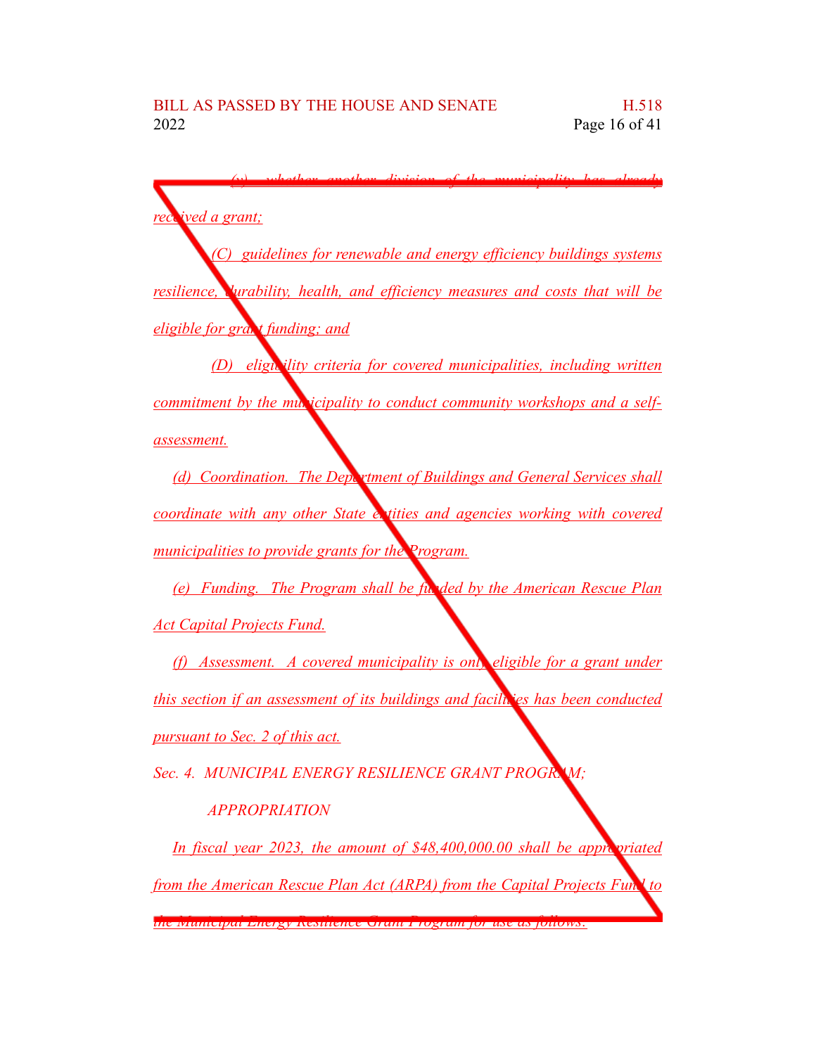(v) whether another division of the municipality has already received a grant;

(C) guidelines for renewable and energy efficiency buildings systems resilience, durability, health, and efficiency measures and costs that will be eligible for grant funding; and

(D) eligibility criteria for covered municipalities, including written commitment by the municipality to conduct community workshops and a self-assessment.

(d) Coordination. The Department of Buildings and General Services shall coordinate with any other State entities and agencies working with covered municipalities to provide grants for the Program.

(e) Funding. The Program shall be funded by the American Rescue Plan Act Capital Projects Fund.

(f) Assessment. A covered municipality is only eligible for a grant under this section if an assessment of its buildings and facilities has been conducted pursuant to Sec. 2 of this act.

Sec. 4. MUNICIPAL ENERGY RESILIENCE GRANT PROGRAM; APPROPRIATION

In fiscal year 2023, the amount of $48,400,000.00 shall be appropriated from the American Rescue Plan Act (ARPA) from the Capital Projects Fund to the Municipal Energy Resilience Grant Program for use as follows: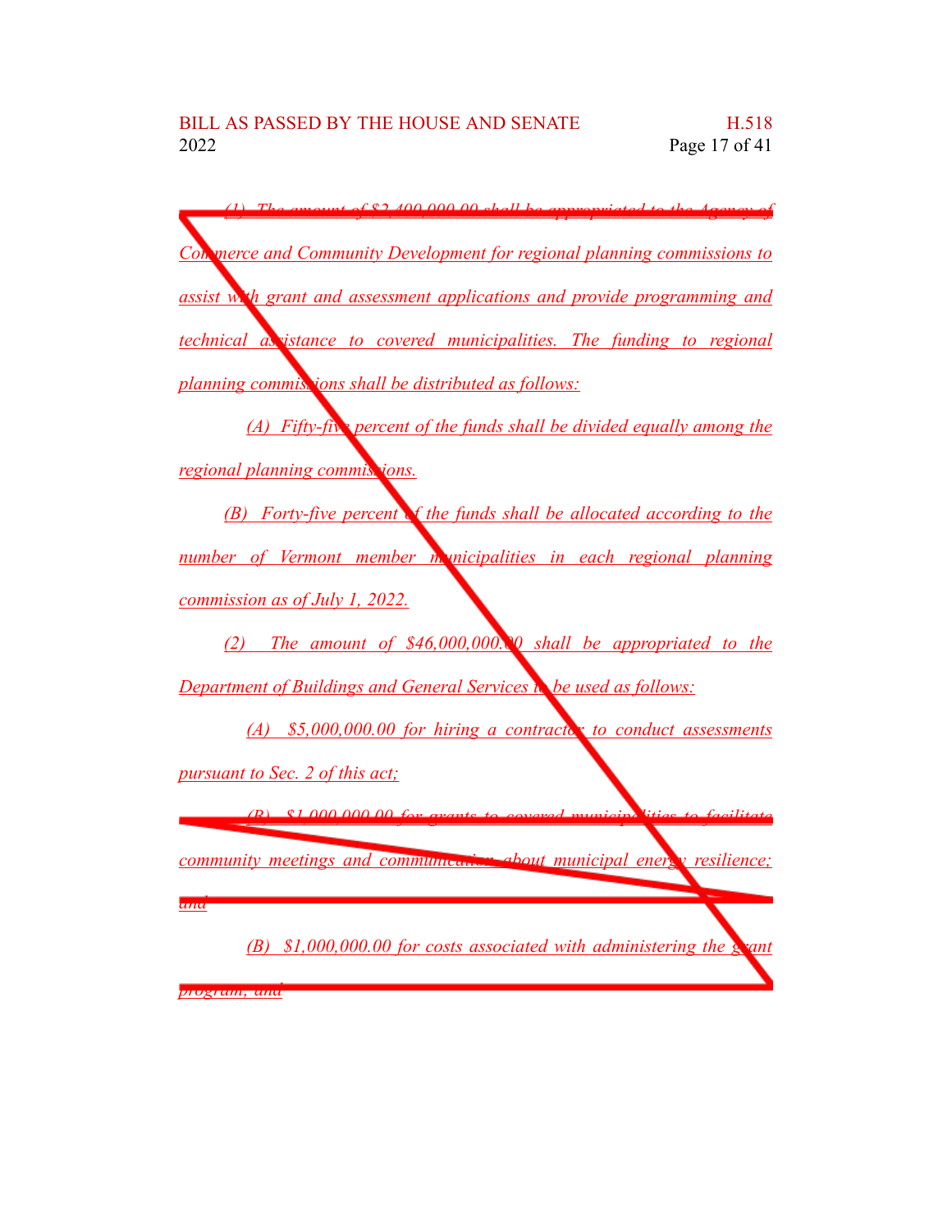*(1) The amount of $2,400,000.00 shall be appropriated to the Agency of Commerce and Community Development for regional planning commissions to assist with grant and assessment applications and provide programming and technical assistance to covered municipalities. The funding to regional planning commissions shall be distributed as follows:*

*(A) Fifty-five percent of the funds shall be divided equally among the regional planning commissions.*

*(B) Forty-five percent of the funds shall be allocated according to the number of Vermont member municipalities in each regional planning commission as of July 1, 2022.*

*(2) The amount of $46,000,000.00 shall be appropriated to the Department of Buildings and General Services to be used as follows:*

*(A) $5,000,000.00 for hiring a contractor to conduct assessments pursuant to Sec. 2 of this act;*

*(B) $1,000,000.00 for grants to covered municipalities to facilitate community meetings and communication about municipal energy resilience; and*

*(B) $1,000,000.00 for costs associated with administering the grant program; and*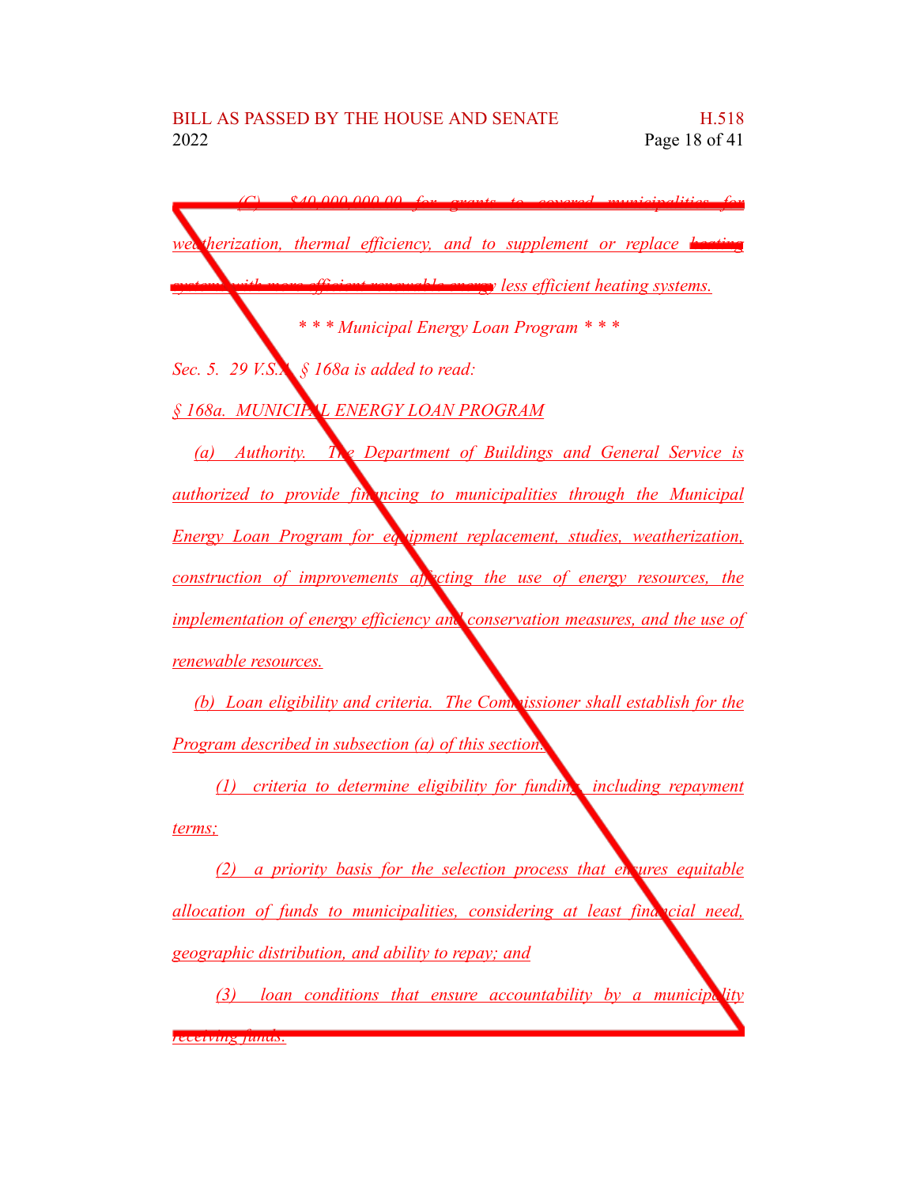*(C) $40,000,000.00 for grants to covered municipalities for weatherization, thermal efficiency, and to supplement or replace ~~heating systems with more efficient renewable energy~~ less efficient heating systems.*

*\* \* \* Municipal Energy Loan Program \* \* \**

*Sec. 5. 29 V.S.A. § 168a is added to read:*

*§ 168a. MUNICIPAL ENERGY LOAN PROGRAM*

*(a) Authority. The Department of Buildings and General Service is authorized to provide financing to municipalities through the Municipal Energy Loan Program for equipment replacement, studies, weatherization, construction of improvements affecting the use of energy resources, the implementation of energy efficiency and conservation measures, and the use of renewable resources.*

*(b) Loan eligibility and criteria. The Commissioner shall establish for the Program described in subsection (a) of this section:*

*(1) criteria to determine eligibility for funding, including repayment terms;*

*(2) a priority basis for the selection process that ensures equitable allocation of funds to municipalities, considering at least financial need, geographic distribution, and ability to repay; and*

*(3) loan conditions that ensure accountability by a municipality receiving funds.*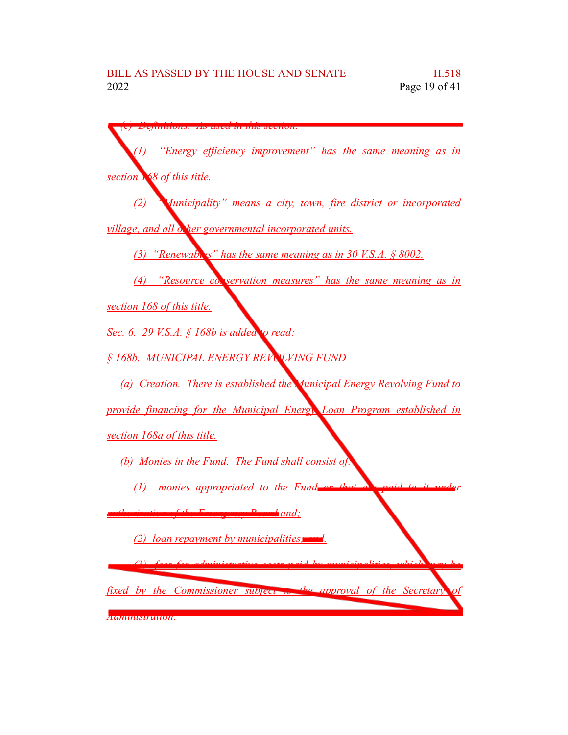(c) Definitions. As used in this section:

(1) "Energy efficiency improvement" has the same meaning as in section 168 of this title.

(2) "Municipality" means a city, town, fire district or incorporated village, and all other governmental incorporated units.

(3) "Renewables" has the same meaning as in 30 V.S.A. § 8002.

(4) "Resource conservation measures" has the same meaning as in section 168 of this title.

Sec. 6. 29 V.S.A. § 168b is added to read:

§ 168b. MUNICIPAL ENERGY REVOLVING FUND

(a) Creation. There is established the Municipal Energy Revolving Fund to provide financing for the Municipal Energy Loan Program established in section 168a of this title.

(b) Monies in the Fund. The Fund shall consist of:

(1) monies appropriated to the Fund ~~or that are paid to it under authorization of the Emergency Board~~ and;

(2) loan repayment by municipalities~~; and~~.

~~(3) fees for administrative costs paid by municipalities, which may be fixed by the Commissioner subject to the approval of the Secretary of Administration.~~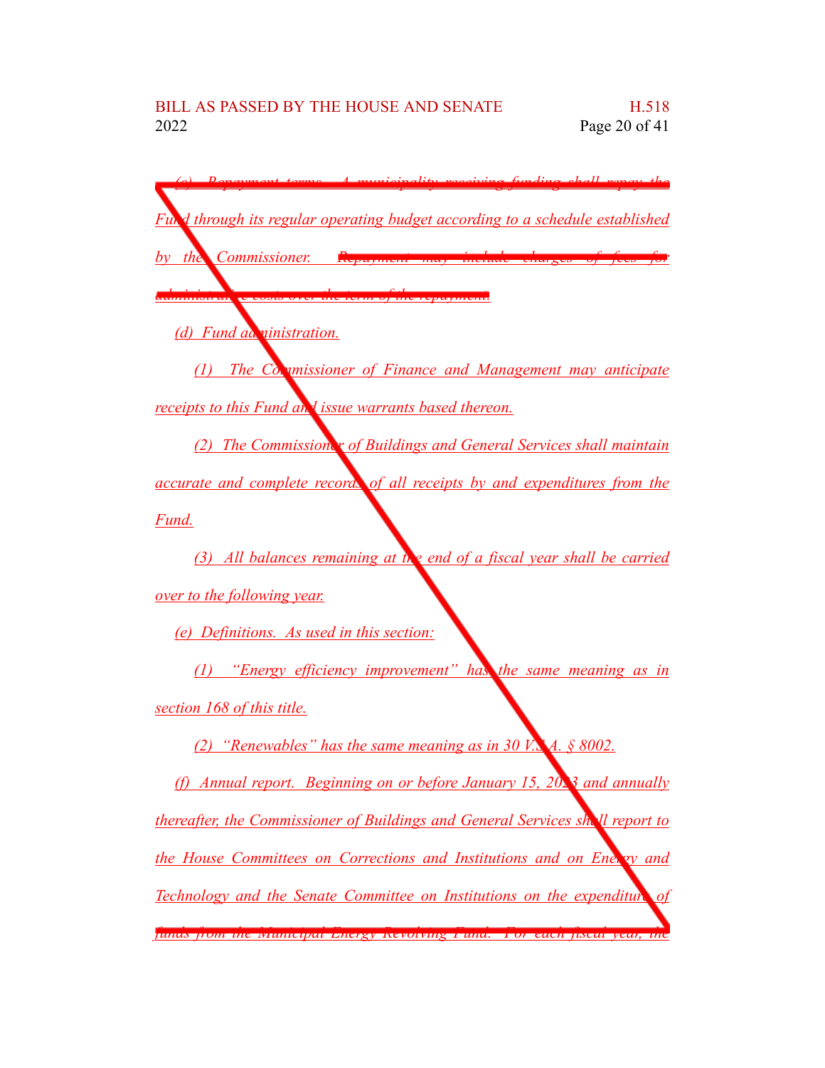*(c) Repayment terms. A municipality receiving funding shall repay the Fund through its regular operating budget according to a schedule established by the Commissioner. Repayment may include charges of fees for administrative costs over the term of the repayment.*

*(d) Fund administration.*

*(1) The Commissioner of Finance and Management may anticipate receipts to this Fund and issue warrants based thereon.*

*(2) The Commissioner of Buildings and General Services shall maintain accurate and complete records of all receipts by and expenditures from the Fund.*

*(3) All balances remaining at the end of a fiscal year shall be carried over to the following year.*

*(e) Definitions. As used in this section:*

*(1) "Energy efficiency improvement" has the same meaning as in section 168 of this title.*

*(2) "Renewables" has the same meaning as in 30 V.S.A. § 8002.*

*(f) Annual report. Beginning on or before January 15, 2023 and annually thereafter, the Commissioner of Buildings and General Services shall report to the House Committees on Corrections and Institutions and on Energy and Technology and the Senate Committee on Institutions on the expenditure of funds from the Municipal Energy Revolving Fund. For each fiscal year, the*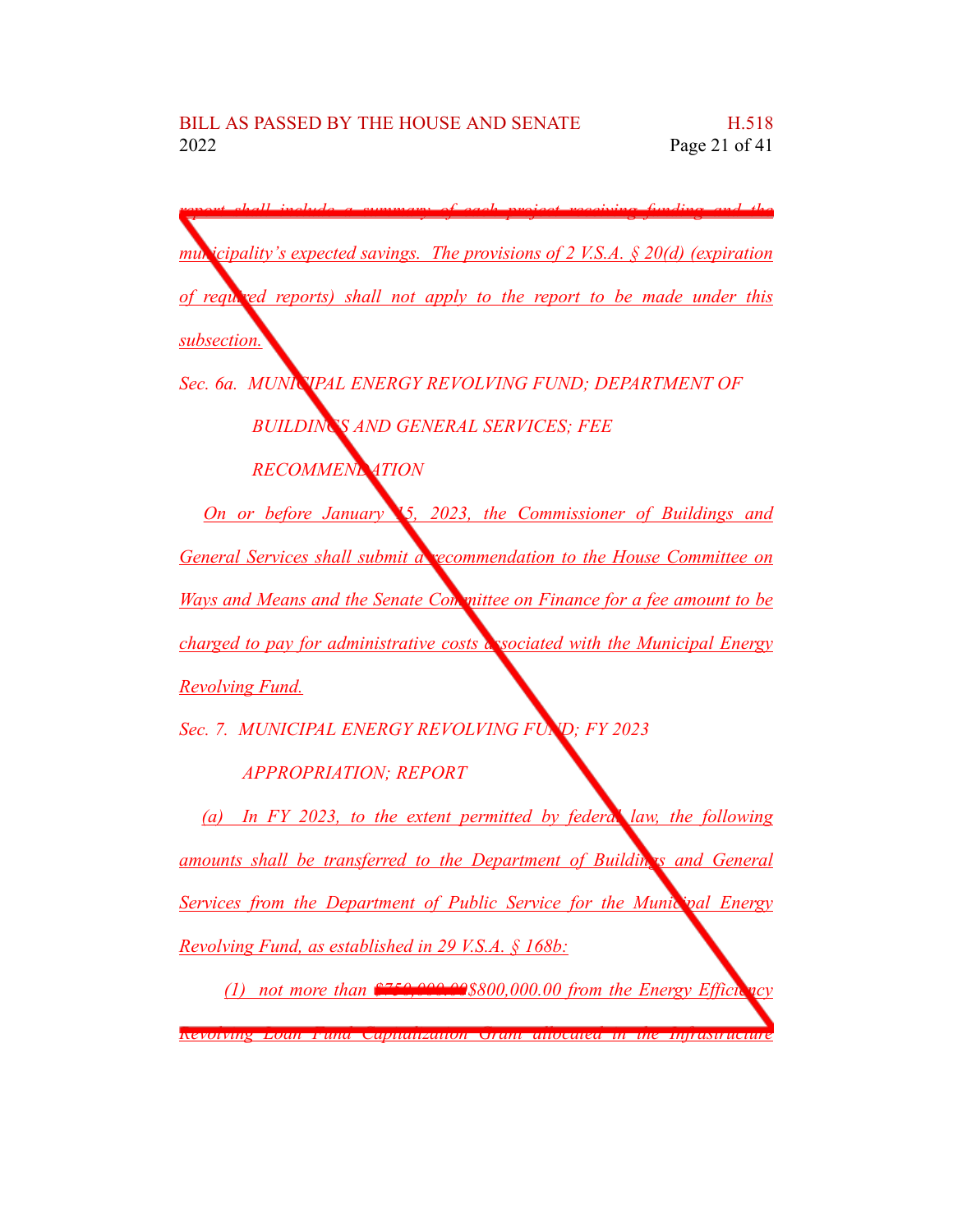report shall include a summary of each project receiving funding and the municipality's expected savings. The provisions of 2 V.S.A. § 20(d) (expiration of required reports) shall not apply to the report to be made under this subsection.

*Sec. 6a. MUNICIPAL ENERGY REVOLVING FUND; DEPARTMENT OF BUILDINGS AND GENERAL SERVICES; FEE RECOMMENDATION*

On or before January 15, 2023, the Commissioner of Buildings and General Services shall submit a recommendation to the House Committee on Ways and Means and the Senate Committee on Finance for a fee amount to be charged to pay for administrative costs associated with the Municipal Energy Revolving Fund.

*Sec. 7. MUNICIPAL ENERGY REVOLVING FUND; FY 2023 APPROPRIATION; REPORT*

(a) In FY 2023, to the extent permitted by federal law, the following amounts shall be transferred to the Department of Buildings and General Services from the Department of Public Service for the Municipal Energy Revolving Fund, as established in 29 V.S.A. § 168b:

(1) not more than ~~$750,000.00~~ $800,000.00 from the Energy Efficiency Revolving Loan Fund Capitalization Grant allocated in the Infrastructure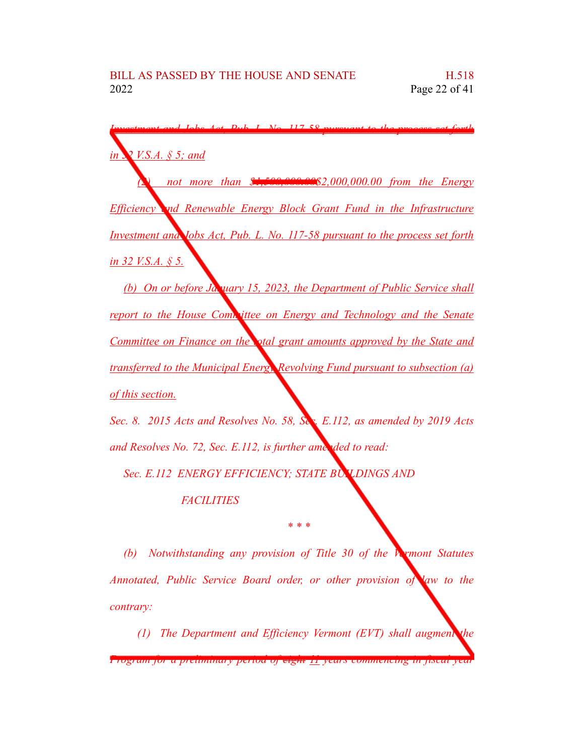Investment and Jobs Act, Pub. L. No. 117-58 pursuant to the process set forth in 32 V.S.A. § 5; and

(2) not more than ~~$1,500,000.00~~$2,000,000.00 from the Energy Efficiency and Renewable Energy Block Grant Fund in the Infrastructure Investment and Jobs Act, Pub. L. No. 117-58 pursuant to the process set forth in 32 V.S.A. § 5.

(b) On or before January 15, 2023, the Department of Public Service shall report to the House Committee on Energy and Technology and the Senate Committee on Finance on the total grant amounts approved by the State and transferred to the Municipal Energy Revolving Fund pursuant to subsection (a) of this section.

*Sec. 8. 2015 Acts and Resolves No. 58, Sec. E.112, as amended by 2019 Acts and Resolves No. 72, Sec. E.112, is further amended to read:*

*Sec. E.112 ENERGY EFFICIENCY; STATE BUILDINGS AND FACILITIES*

\* \* \*

*(b) Notwithstanding any provision of Title 30 of the Vermont Statutes Annotated, Public Service Board order, or other provision of law to the contrary:*

*(1) The Department and Efficiency Vermont (EVT) shall augment the Program for a preliminary period of ~~eight~~ 11 years commencing in fiscal year*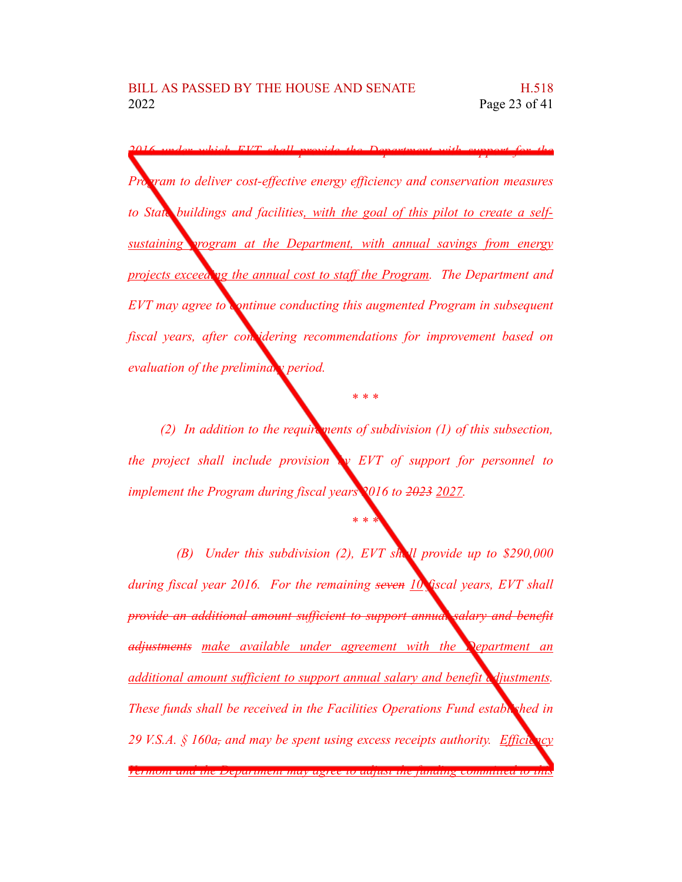*2016 under which EVT shall provide the Department with support for the Program to deliver cost-effective energy efficiency and conservation measures to State buildings and facilities, with the goal of this pilot to create a self-sustaining program at the Department, with annual savings from energy projects exceeding the annual cost to staff the Program. The Department and EVT may agree to continue conducting this augmented Program in subsequent fiscal years, after considering recommendations for improvement based on evaluation of the preliminary period.*

\* \* \*

*(2) In addition to the requirements of subdivision (1) of this subsection, the project shall include provision by EVT of support for personnel to implement the Program during fiscal years 2016 to ~~2023~~ 2027.*

\* \* \*

*(B) Under this subdivision (2), EVT shall provide up to $290,000 during fiscal year 2016. For the remaining ~~seven~~ 10 fiscal years, EVT shall ~~provide an additional amount sufficient to support annual salary and benefit adjustments~~ make available under agreement with the Department an additional amount sufficient to support annual salary and benefit adjustments. These funds shall be received in the Facilities Operations Fund established in 29 V.S.A. § 160a~~,~~ and may be spent using excess receipts authority. Efficiency Vermont and the Department may agree to adjust the funding committed to this*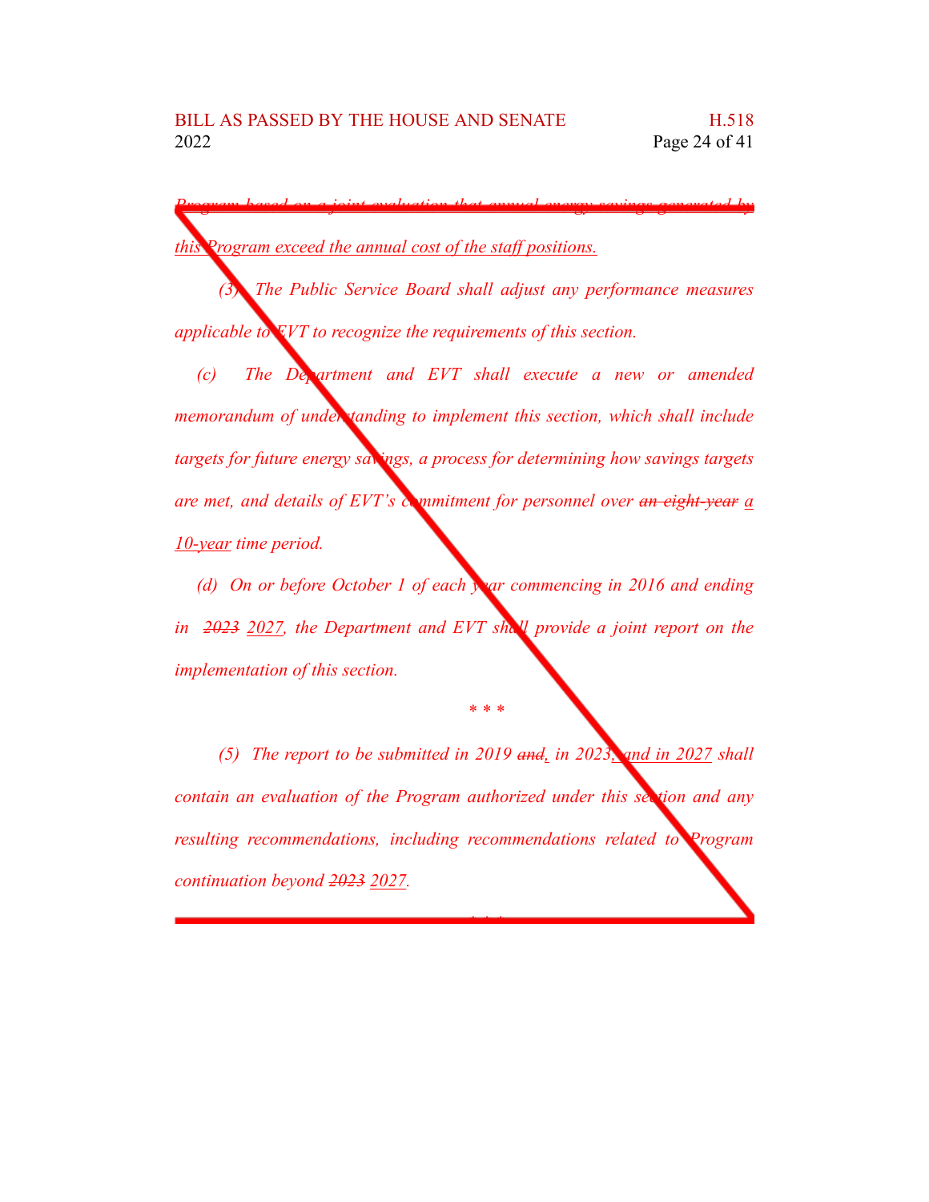*Program based on a joint evaluation that annual energy savings generated by this Program exceed the annual cost of the staff positions.*

*(3) The Public Service Board shall adjust any performance measures applicable to EVT to recognize the requirements of this section.*

*(c) The Department and EVT shall execute a new or amended memorandum of understanding to implement this section, which shall include targets for future energy savings, a process for determining how savings targets are met, and details of EVT's commitment for personnel over ~~an eight-year~~ a 10-year time period.*

*(d) On or before October 1 of each year commencing in 2016 and ending in ~~2023~~ 2027, the Department and EVT shall provide a joint report on the implementation of this section.*

\* \* \*

*(5) The report to be submitted in 2019 ~~and~~, in 2023, and in 2027 shall contain an evaluation of the Program authorized under this section and any resulting recommendations, including recommendations related to Program continuation beyond ~~2023~~ 2027.*

\* \* \*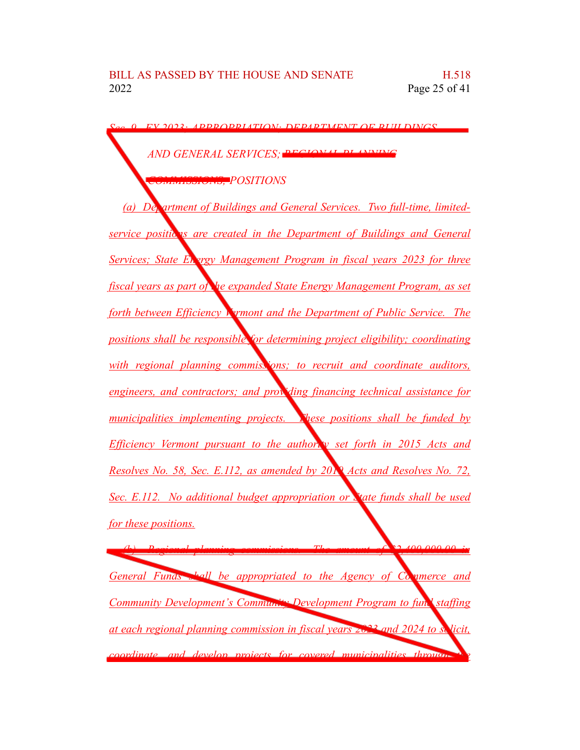*Sec. 9. FY 2023; APPROPRIATION; DEPARTMENT OF BUILDINGS AND GENERAL SERVICES; ~~REGIONAL PLANNING COMMISSIONS;~~ POSITIONS*

*(a) Department of Buildings and General Services. Two full-time, limited-service positions are created in the Department of Buildings and General Services; State Energy Management Program in fiscal years 2023 for three fiscal years as part of the expanded State Energy Management Program, as set forth between Efficiency Vermont and the Department of Public Service. The positions shall be responsible for determining project eligibility; coordinating with regional planning commissions; to recruit and coordinate auditors, engineers, and contractors; and providing financing technical assistance for municipalities implementing projects. These positions shall be funded by Efficiency Vermont pursuant to the authority set forth in 2015 Acts and Resolves No. 58, Sec. E.112, as amended by 2019 Acts and Resolves No. 72, Sec. E.112. No additional budget appropriation or State funds shall be used for these positions.*

~~*(b) Regional planning commissions. The amount of $2,400,000.00 in General Funds shall be appropriated to the Agency of Commerce and Community Development's Community Development Program to fund staffing at each regional planning commission in fiscal years 2023 and 2024 to solicit, coordinate, and develop projects for covered municipalities through the*~~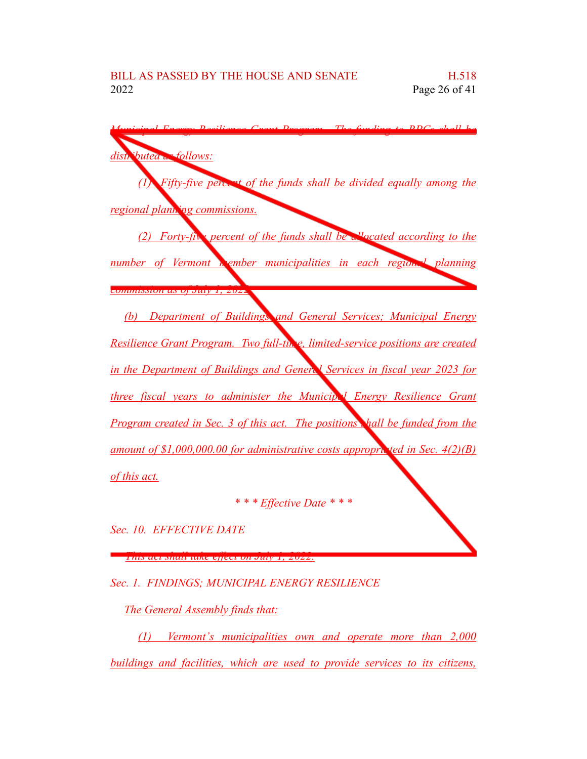Municipal Energy Resilience Grant Program. The funding to RPCs shall be distributed as follows:

(1) Fifty-five percent of the funds shall be divided equally among the regional planning commissions.

(2) Forty-five percent of the funds shall be allocated according to the number of Vermont member municipalities in each regional planning commission as of July 1, 2022.

(b) Department of Buildings and General Services; Municipal Energy Resilience Grant Program. Two full-time, limited-service positions are created in the Department of Buildings and General Services in fiscal year 2023 for three fiscal years to administer the Municipal Energy Resilience Grant Program created in Sec. 3 of this act. The positions shall be funded from the amount of $1,000,000.00 for administrative costs appropriated in Sec. 4(2)(B) of this act.

\* \* \* *Effective Date* \* \* \*

Sec. 10. EFFECTIVE DATE

This act shall take effect on July 1, 2022.

Sec. 1. FINDINGS; MUNICIPAL ENERGY RESILIENCE

The General Assembly finds that:

(1) Vermont's municipalities own and operate more than 2,000 buildings and facilities, which are used to provide services to its citizens,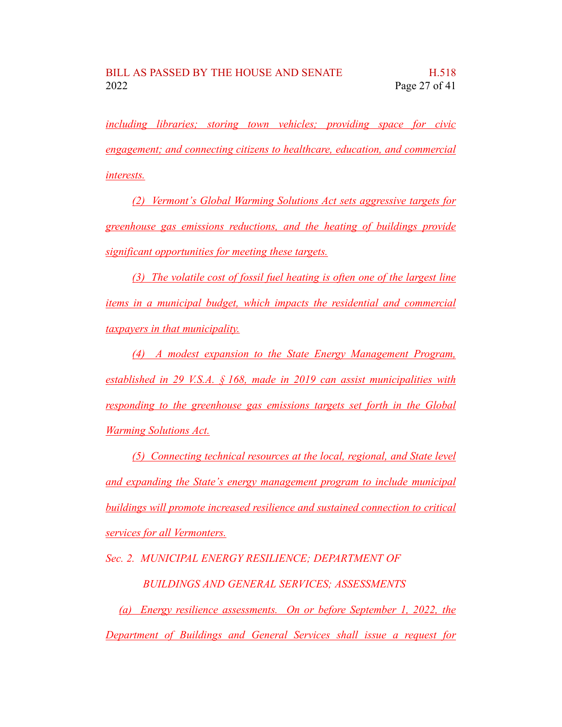*including libraries; storing town vehicles; providing space for civic engagement; and connecting citizens to healthcare, education, and commercial interests.*

*(2) Vermont's Global Warming Solutions Act sets aggressive targets for greenhouse gas emissions reductions, and the heating of buildings provide significant opportunities for meeting these targets.*

*(3) The volatile cost of fossil fuel heating is often one of the largest line items in a municipal budget, which impacts the residential and commercial taxpayers in that municipality.*

*(4) A modest expansion to the State Energy Management Program, established in 29 V.S.A. § 168, made in 2019 can assist municipalities with responding to the greenhouse gas emissions targets set forth in the Global Warming Solutions Act.*

*(5) Connecting technical resources at the local, regional, and State level and expanding the State's energy management program to include municipal buildings will promote increased resilience and sustained connection to critical services for all Vermonters.*

*Sec. 2. MUNICIPAL ENERGY RESILIENCE; DEPARTMENT OF BUILDINGS AND GENERAL SERVICES; ASSESSMENTS*

*(a) Energy resilience assessments. On or before September 1, 2022, the Department of Buildings and General Services shall issue a request for*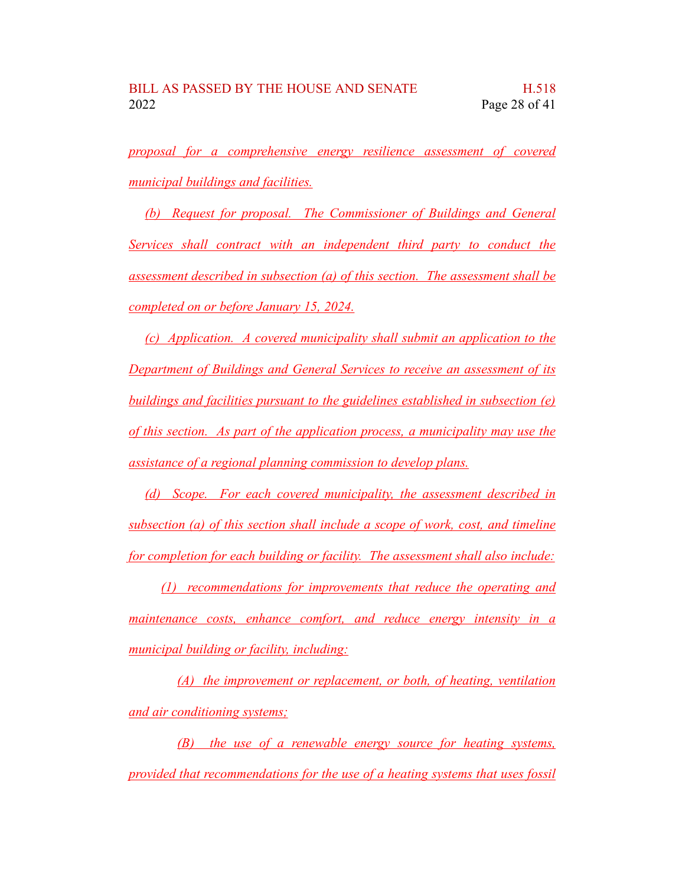proposal for a comprehensive energy resilience assessment of covered municipal buildings and facilities.

(b) Request for proposal. The Commissioner of Buildings and General Services shall contract with an independent third party to conduct the assessment described in subsection (a) of this section. The assessment shall be completed on or before January 15, 2024.

(c) Application. A covered municipality shall submit an application to the Department of Buildings and General Services to receive an assessment of its buildings and facilities pursuant to the guidelines established in subsection (e) of this section. As part of the application process, a municipality may use the assistance of a regional planning commission to develop plans.

(d) Scope. For each covered municipality, the assessment described in subsection (a) of this section shall include a scope of work, cost, and timeline for completion for each building or facility. The assessment shall also include:

(1) recommendations for improvements that reduce the operating and maintenance costs, enhance comfort, and reduce energy intensity in a municipal building or facility, including:

(A) the improvement or replacement, or both, of heating, ventilation and air conditioning systems;

(B) the use of a renewable energy source for heating systems, provided that recommendations for the use of a heating systems that uses fossil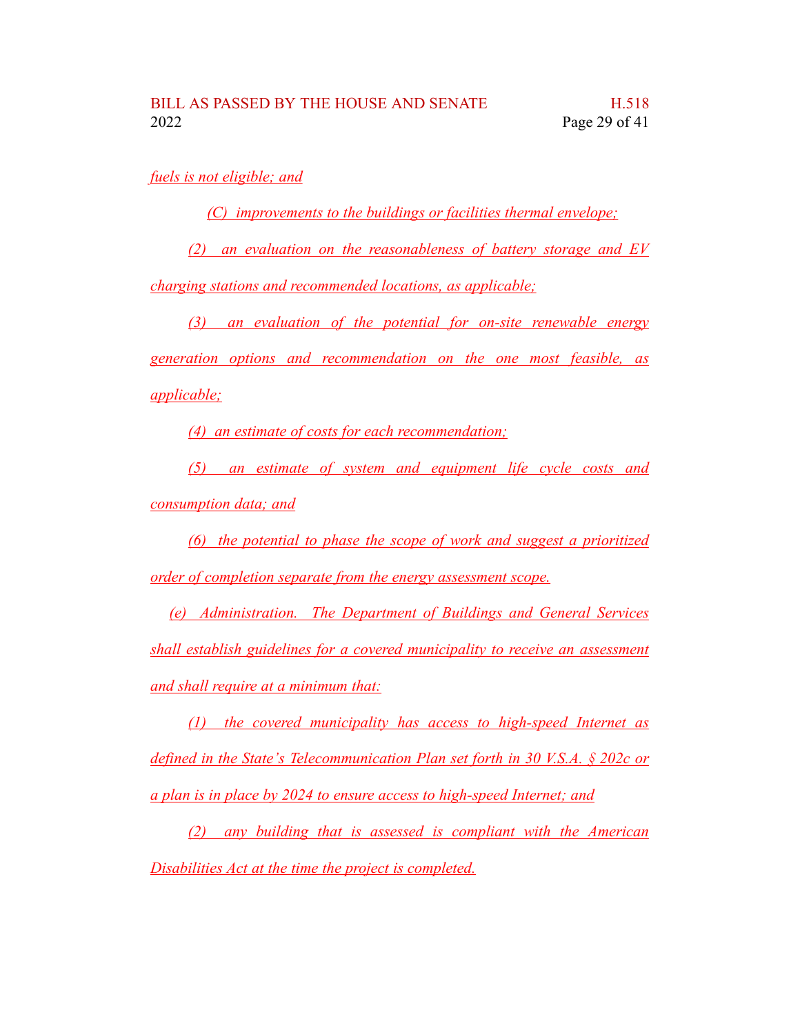fuels is not eligible; and

(C) improvements to the buildings or facilities thermal envelope;

(2) an evaluation on the reasonableness of battery storage and EV charging stations and recommended locations, as applicable;

(3) an evaluation of the potential for on-site renewable energy generation options and recommendation on the one most feasible, as applicable;

(4) an estimate of costs for each recommendation;

(5) an estimate of system and equipment life cycle costs and consumption data; and

(6) the potential to phase the scope of work and suggest a prioritized order of completion separate from the energy assessment scope.

(e) Administration. The Department of Buildings and General Services shall establish guidelines for a covered municipality to receive an assessment and shall require at a minimum that:

(1) the covered municipality has access to high-speed Internet as defined in the State's Telecommunication Plan set forth in 30 V.S.A. § 202c or a plan is in place by 2024 to ensure access to high-speed Internet; and

(2) any building that is assessed is compliant with the American Disabilities Act at the time the project is completed.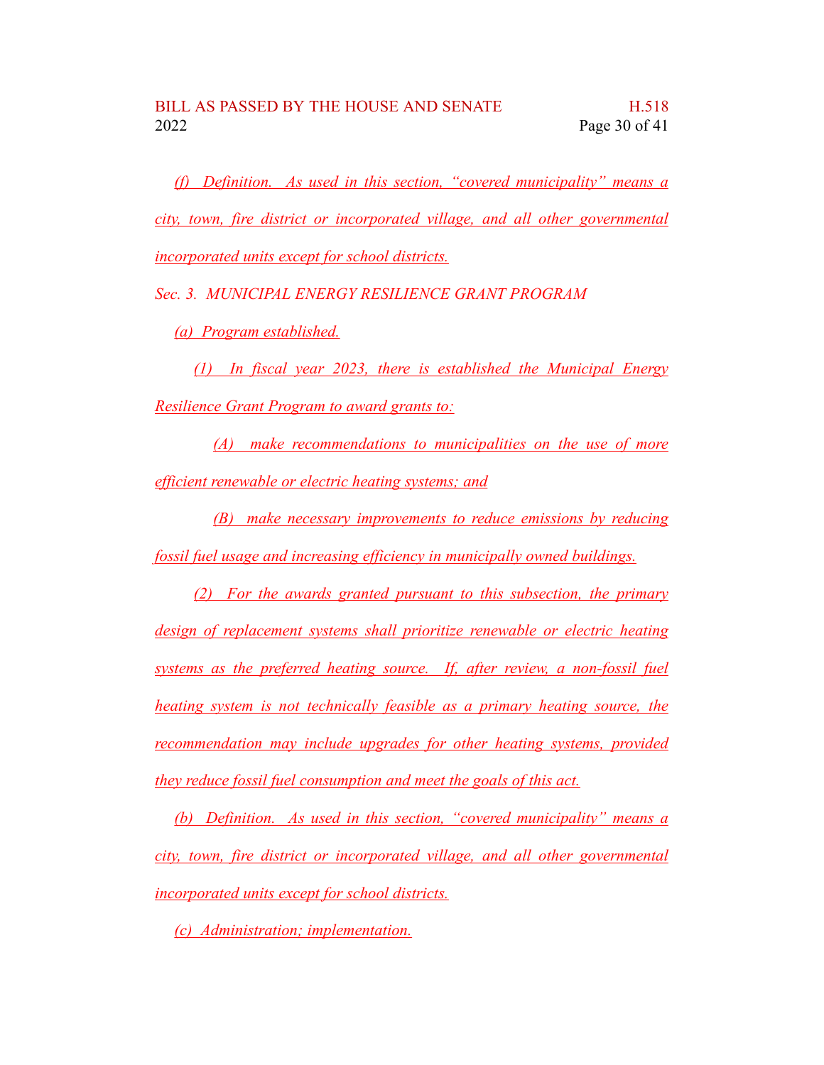*(f) Definition. As used in this section, "covered municipality" means a city, town, fire district or incorporated village, and all other governmental incorporated units except for school districts.*

*Sec. 3. MUNICIPAL ENERGY RESILIENCE GRANT PROGRAM*

*(a) Program established.*

*(1) In fiscal year 2023, there is established the Municipal Energy Resilience Grant Program to award grants to:*

*(A) make recommendations to municipalities on the use of more efficient renewable or electric heating systems; and*

*(B) make necessary improvements to reduce emissions by reducing fossil fuel usage and increasing efficiency in municipally owned buildings.*

*(2) For the awards granted pursuant to this subsection, the primary design of replacement systems shall prioritize renewable or electric heating systems as the preferred heating source. If, after review, a non-fossil fuel heating system is not technically feasible as a primary heating source, the recommendation may include upgrades for other heating systems, provided they reduce fossil fuel consumption and meet the goals of this act.*

*(b) Definition. As used in this section, "covered municipality" means a city, town, fire district or incorporated village, and all other governmental incorporated units except for school districts.*

*(c) Administration; implementation.*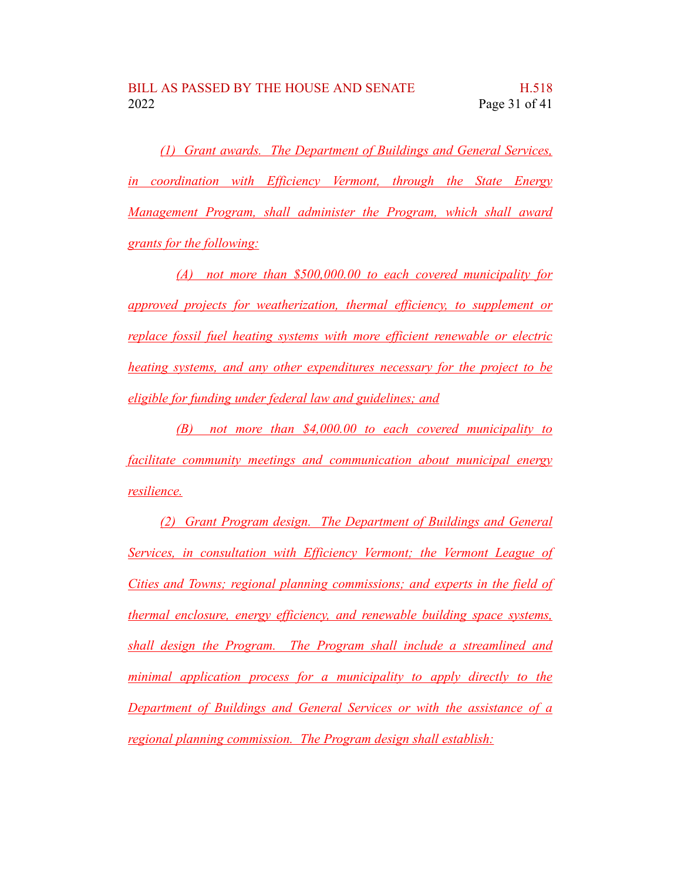*(1) Grant awards. The Department of Buildings and General Services, in coordination with Efficiency Vermont, through the State Energy Management Program, shall administer the Program, which shall award grants for the following:*

*(A) not more than $500,000.00 to each covered municipality for approved projects for weatherization, thermal efficiency, to supplement or replace fossil fuel heating systems with more efficient renewable or electric heating systems, and any other expenditures necessary for the project to be eligible for funding under federal law and guidelines; and*

*(B) not more than $4,000.00 to each covered municipality to facilitate community meetings and communication about municipal energy resilience.*

*(2) Grant Program design. The Department of Buildings and General Services, in consultation with Efficiency Vermont; the Vermont League of Cities and Towns; regional planning commissions; and experts in the field of thermal enclosure, energy efficiency, and renewable building space systems, shall design the Program. The Program shall include a streamlined and minimal application process for a municipality to apply directly to the Department of Buildings and General Services or with the assistance of a regional planning commission. The Program design shall establish:*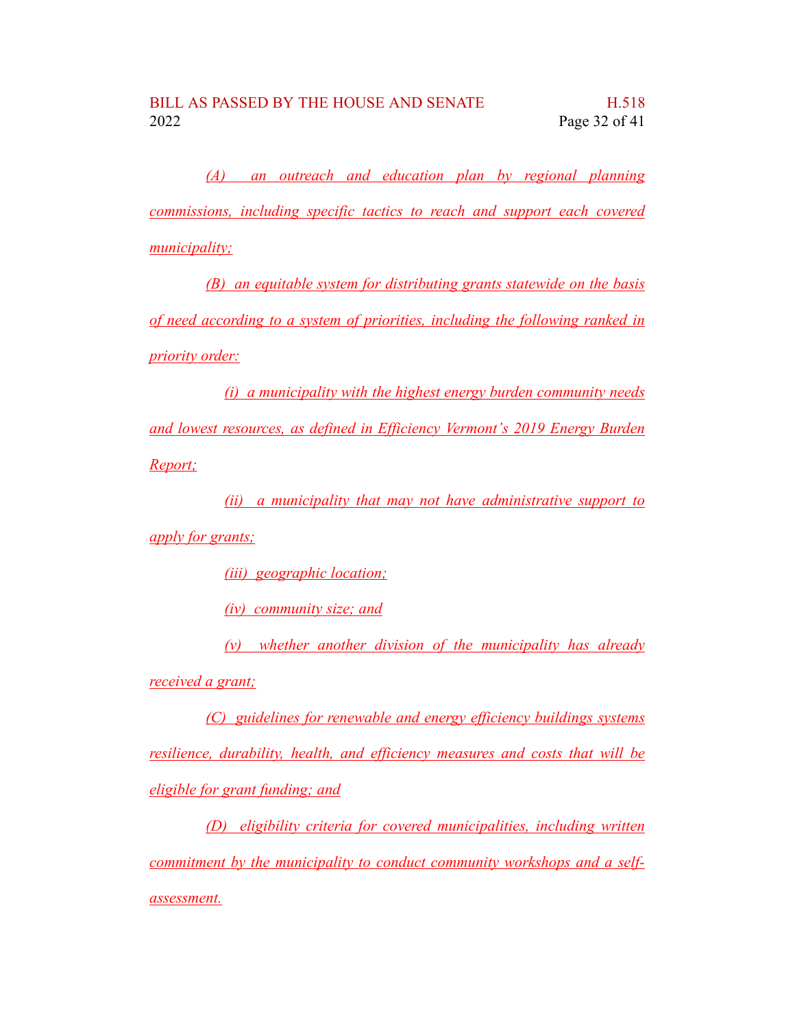(A) an outreach and education plan by regional planning commissions, including specific tactics to reach and support each covered municipality;

(B) an equitable system for distributing grants statewide on the basis of need according to a system of priorities, including the following ranked in priority order:

(i) a municipality with the highest energy burden community needs and lowest resources, as defined in Efficiency Vermont's 2019 Energy Burden Report;

(ii) a municipality that may not have administrative support to apply for grants;

(iii) geographic location;

(iv) community size; and

(v) whether another division of the municipality has already received a grant;

(C) guidelines for renewable and energy efficiency buildings systems resilience, durability, health, and efficiency measures and costs that will be eligible for grant funding; and

(D) eligibility criteria for covered municipalities, including written commitment by the municipality to conduct community workshops and a self-assessment.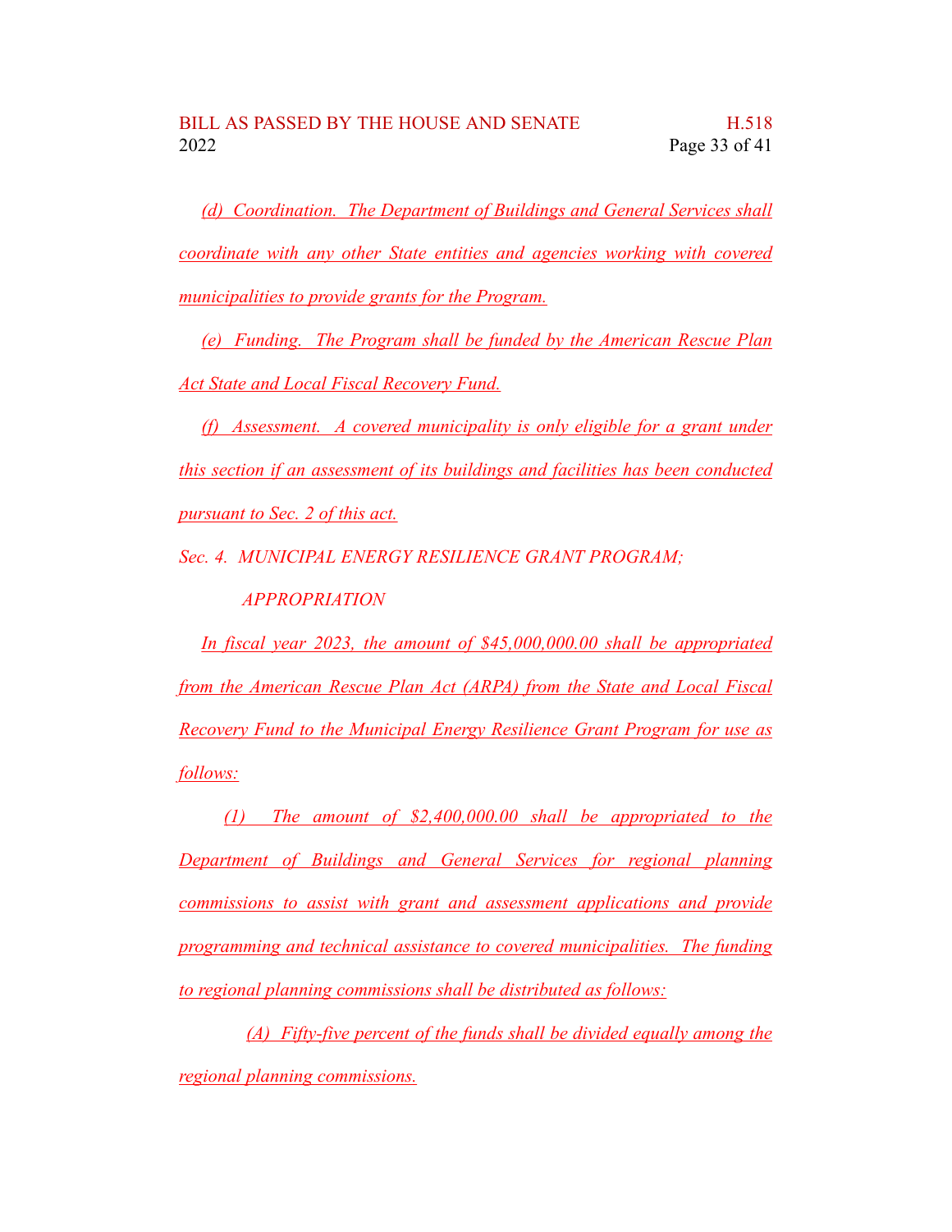*(d) Coordination. The Department of Buildings and General Services shall coordinate with any other State entities and agencies working with covered municipalities to provide grants for the Program.*

*(e) Funding. The Program shall be funded by the American Rescue Plan Act State and Local Fiscal Recovery Fund.*

*(f) Assessment. A covered municipality is only eligible for a grant under this section if an assessment of its buildings and facilities has been conducted pursuant to Sec. 2 of this act.*

*Sec. 4. MUNICIPAL ENERGY RESILIENCE GRANT PROGRAM; APPROPRIATION*

*In fiscal year 2023, the amount of $45,000,000.00 shall be appropriated from the American Rescue Plan Act (ARPA) from the State and Local Fiscal Recovery Fund to the Municipal Energy Resilience Grant Program for use as follows:*

*(1) The amount of $2,400,000.00 shall be appropriated to the Department of Buildings and General Services for regional planning commissions to assist with grant and assessment applications and provide programming and technical assistance to covered municipalities. The funding to regional planning commissions shall be distributed as follows:*

*(A) Fifty-five percent of the funds shall be divided equally among the regional planning commissions.*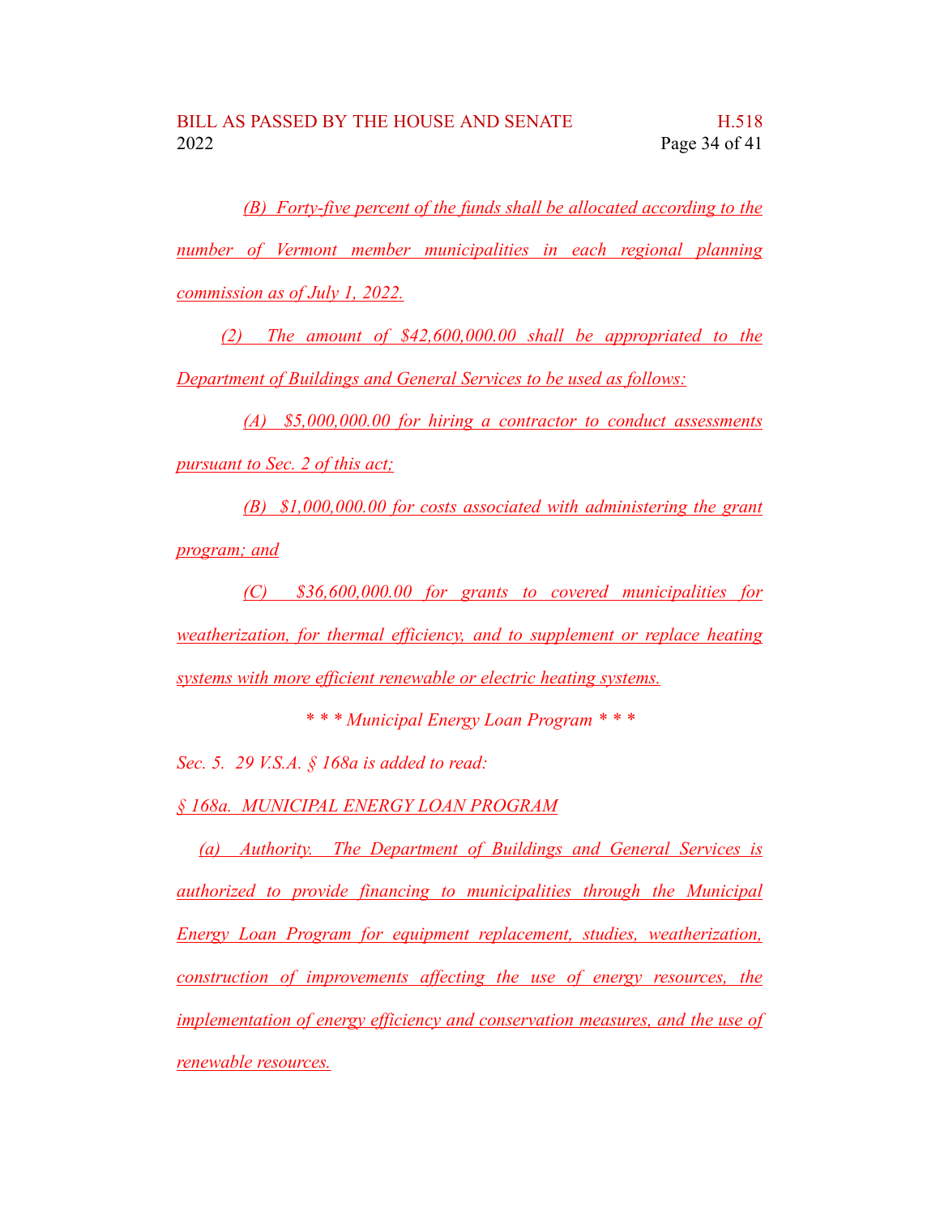(B) Forty-five percent of the funds shall be allocated according to the number of Vermont member municipalities in each regional planning commission as of July 1, 2022.

(2) The amount of $42,600,000.00 shall be appropriated to the Department of Buildings and General Services to be used as follows:

(A) $5,000,000.00 for hiring a contractor to conduct assessments pursuant to Sec. 2 of this act;

(B) $1,000,000.00 for costs associated with administering the grant program; and

(C) $36,600,000.00 for grants to covered municipalities for weatherization, for thermal efficiency, and to supplement or replace heating systems with more efficient renewable or electric heating systems.

*\* \* \* Municipal Energy Loan Program \* \* \**

*Sec. 5. 29 V.S.A. § 168a is added to read:*

*§ 168a. MUNICIPAL ENERGY LOAN PROGRAM*

(a) Authority. The Department of Buildings and General Services is authorized to provide financing to municipalities through the Municipal Energy Loan Program for equipment replacement, studies, weatherization, construction of improvements affecting the use of energy resources, the implementation of energy efficiency and conservation measures, and the use of renewable resources.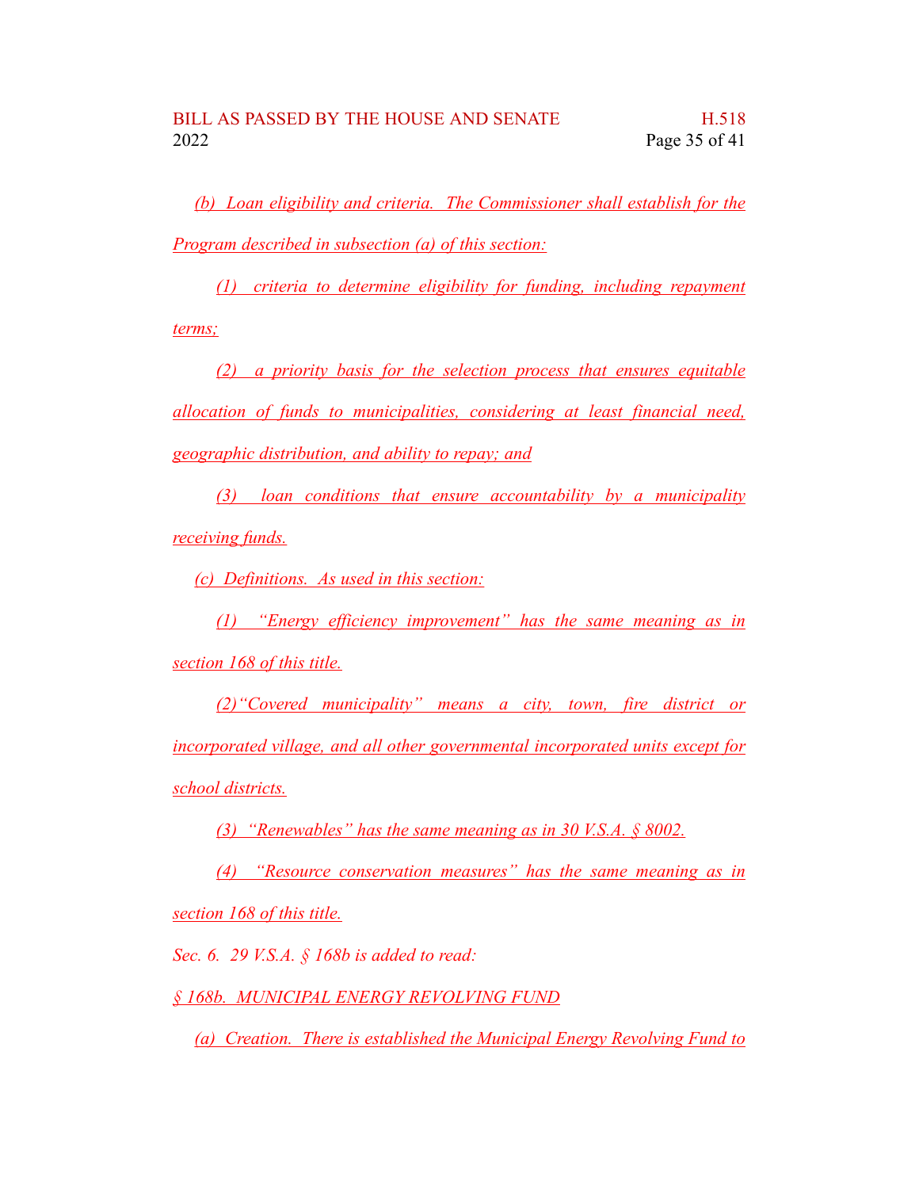*(b) Loan eligibility and criteria. The Commissioner shall establish for the Program described in subsection (a) of this section:*

*(1) criteria to determine eligibility for funding, including repayment terms;*

*(2) a priority basis for the selection process that ensures equitable allocation of funds to municipalities, considering at least financial need, geographic distribution, and ability to repay; and*

*(3) loan conditions that ensure accountability by a municipality receiving funds.*

*(c) Definitions. As used in this section:*

*(1) "Energy efficiency improvement" has the same meaning as in section 168 of this title.*

*(2)"Covered municipality" means a city, town, fire district or incorporated village, and all other governmental incorporated units except for school districts.*

*(3) "Renewables" has the same meaning as in 30 V.S.A. § 8002.*

*(4) "Resource conservation measures" has the same meaning as in section 168 of this title.*

*Sec. 6. 29 V.S.A. § 168b is added to read:*

*§ 168b. MUNICIPAL ENERGY REVOLVING FUND*

*(a) Creation. There is established the Municipal Energy Revolving Fund to*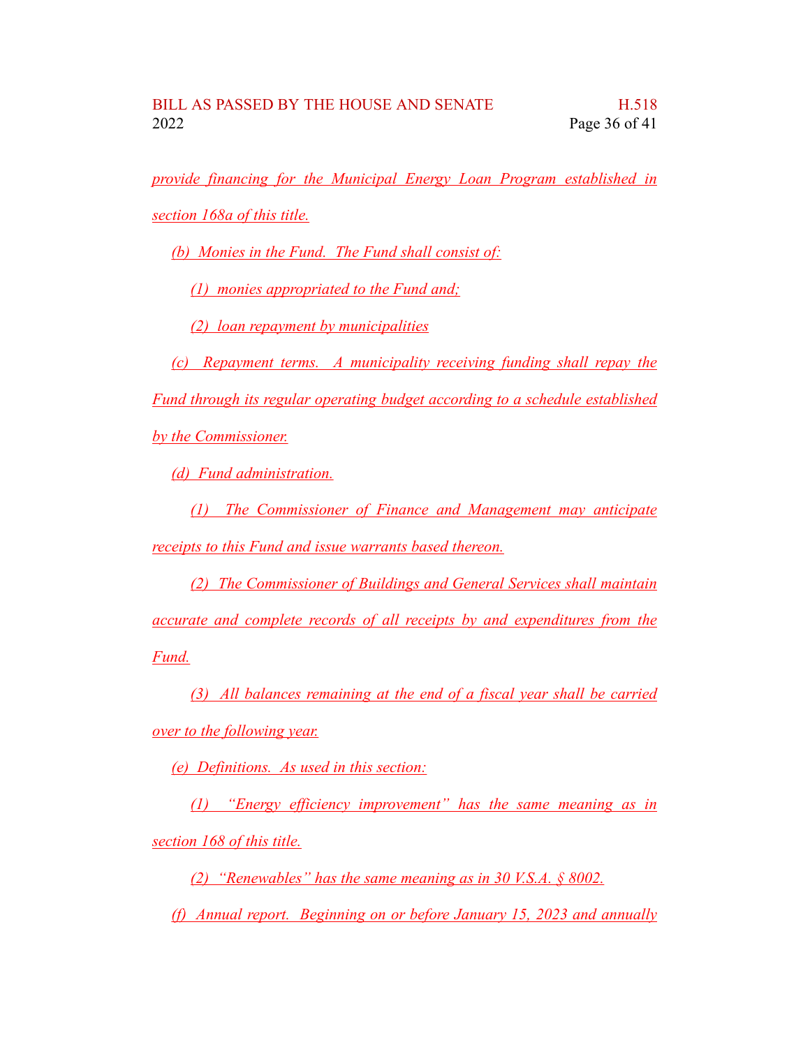*provide financing for the Municipal Energy Loan Program established in section 168a of this title.*

*(b) Monies in the Fund. The Fund shall consist of:*

*(1) monies appropriated to the Fund and;*

*(2) loan repayment by municipalities*

*(c) Repayment terms. A municipality receiving funding shall repay the Fund through its regular operating budget according to a schedule established by the Commissioner.*

*(d) Fund administration.*

*(1) The Commissioner of Finance and Management may anticipate receipts to this Fund and issue warrants based thereon.*

*(2) The Commissioner of Buildings and General Services shall maintain accurate and complete records of all receipts by and expenditures from the Fund.*

*(3) All balances remaining at the end of a fiscal year shall be carried over to the following year.*

*(e) Definitions. As used in this section:*

*(1) "Energy efficiency improvement" has the same meaning as in section 168 of this title.*

*(2) "Renewables" has the same meaning as in 30 V.S.A. § 8002.*

*(f) Annual report. Beginning on or before January 15, 2023 and annually*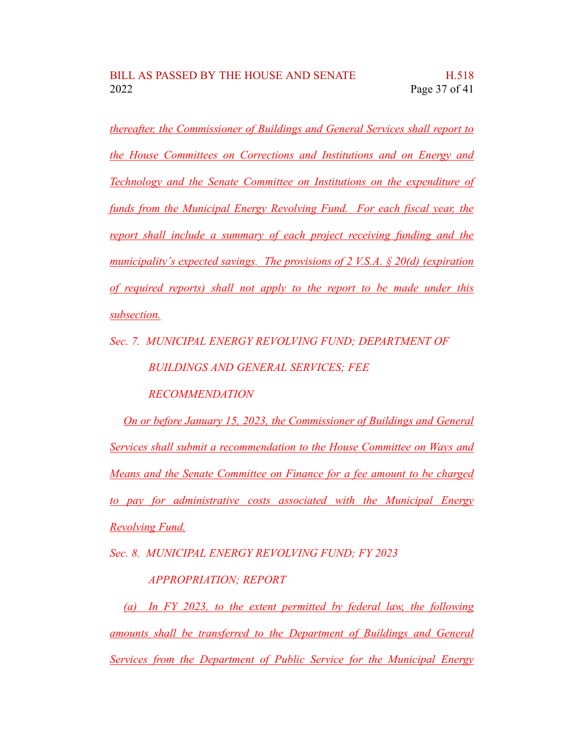thereafter, the Commissioner of Buildings and General Services shall report to the House Committees on Corrections and Institutions and on Energy and Technology and the Senate Committee on Institutions on the expenditure of funds from the Municipal Energy Revolving Fund. For each fiscal year, the report shall include a summary of each project receiving funding and the municipality's expected savings. The provisions of 2 V.S.A. § 20(d) (expiration of required reports) shall not apply to the report to be made under this subsection.

*Sec. 7. MUNICIPAL ENERGY REVOLVING FUND; DEPARTMENT OF BUILDINGS AND GENERAL SERVICES; FEE RECOMMENDATION*

On or before January 15, 2023, the Commissioner of Buildings and General Services shall submit a recommendation to the House Committee on Ways and Means and the Senate Committee on Finance for a fee amount to be charged to pay for administrative costs associated with the Municipal Energy Revolving Fund.

*Sec. 8. MUNICIPAL ENERGY REVOLVING FUND; FY 2023 APPROPRIATION; REPORT*

(a) In FY 2023, to the extent permitted by federal law, the following amounts shall be transferred to the Department of Buildings and General Services from the Department of Public Service for the Municipal Energy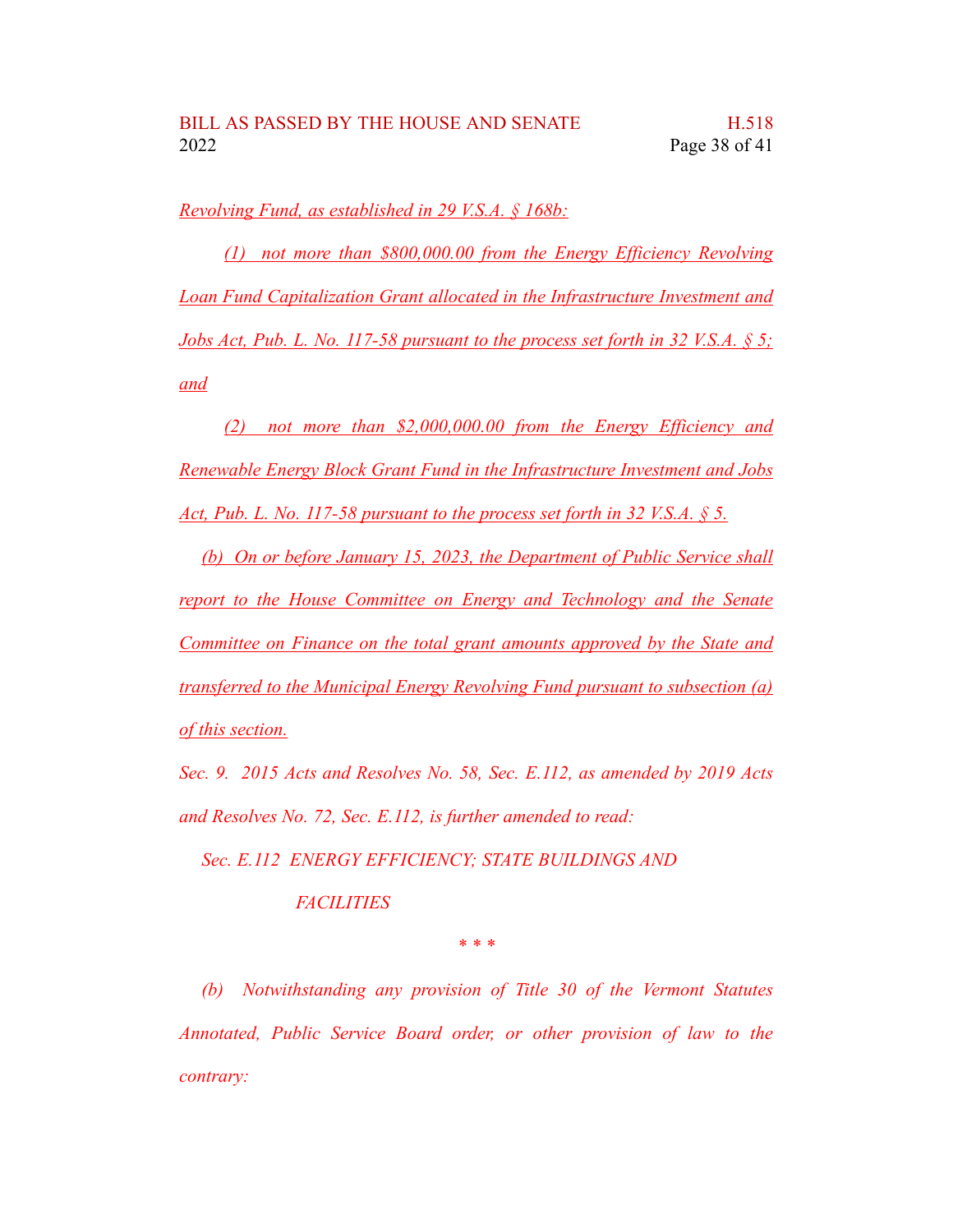*Revolving Fund, as established in 29 V.S.A. § 168b:*

*(1) not more than $800,000.00 from the Energy Efficiency Revolving Loan Fund Capitalization Grant allocated in the Infrastructure Investment and Jobs Act, Pub. L. No. 117-58 pursuant to the process set forth in 32 V.S.A. § 5; and*

*(2) not more than $2,000,000.00 from the Energy Efficiency and Renewable Energy Block Grant Fund in the Infrastructure Investment and Jobs Act, Pub. L. No. 117-58 pursuant to the process set forth in 32 V.S.A. § 5.*

*(b) On or before January 15, 2023, the Department of Public Service shall report to the House Committee on Energy and Technology and the Senate Committee on Finance on the total grant amounts approved by the State and transferred to the Municipal Energy Revolving Fund pursuant to subsection (a) of this section.*

*Sec. 9. 2015 Acts and Resolves No. 58, Sec. E.112, as amended by 2019 Acts and Resolves No. 72, Sec. E.112, is further amended to read:*

*Sec. E.112 ENERGY EFFICIENCY; STATE BUILDINGS AND FACILITIES*

*\* \* \**

*(b) Notwithstanding any provision of Title 30 of the Vermont Statutes Annotated, Public Service Board order, or other provision of law to the contrary:*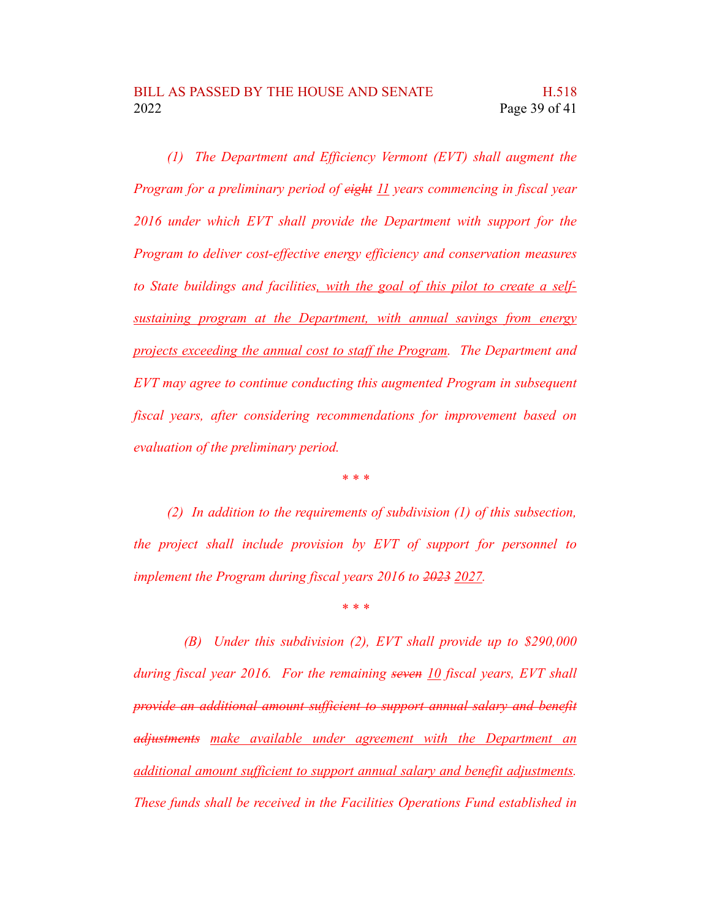*(1) The Department and Efficiency Vermont (EVT) shall augment the Program for a preliminary period of ~~eight~~ <u>11</u> years commencing in fiscal year 2016 under which EVT shall provide the Department with support for the Program to deliver cost-effective energy efficiency and conservation measures to State buildings and facilities<u>, with the goal of this pilot to create a self-sustaining program at the Department, with annual savings from energy projects exceeding the annual cost to staff the Program</u>. The Department and EVT may agree to continue conducting this augmented Program in subsequent fiscal years, after considering recommendations for improvement based on evaluation of the preliminary period.*

*\* \* \**

*(2) In addition to the requirements of subdivision (1) of this subsection, the project shall include provision by EVT of support for personnel to implement the Program during fiscal years 2016 to ~~2023~~ <u>2027</u>.*

*\* \* \**

*(B) Under this subdivision (2), EVT shall provide up to $290,000 during fiscal year 2016. For the remaining ~~seven~~ <u>10</u> fiscal years, EVT shall ~~provide an additional amount sufficient to support annual salary and benefit adjustments~~ <u>make available under agreement with the Department an additional amount sufficient to support annual salary and benefit adjustments</u>. These funds shall be received in the Facilities Operations Fund established in*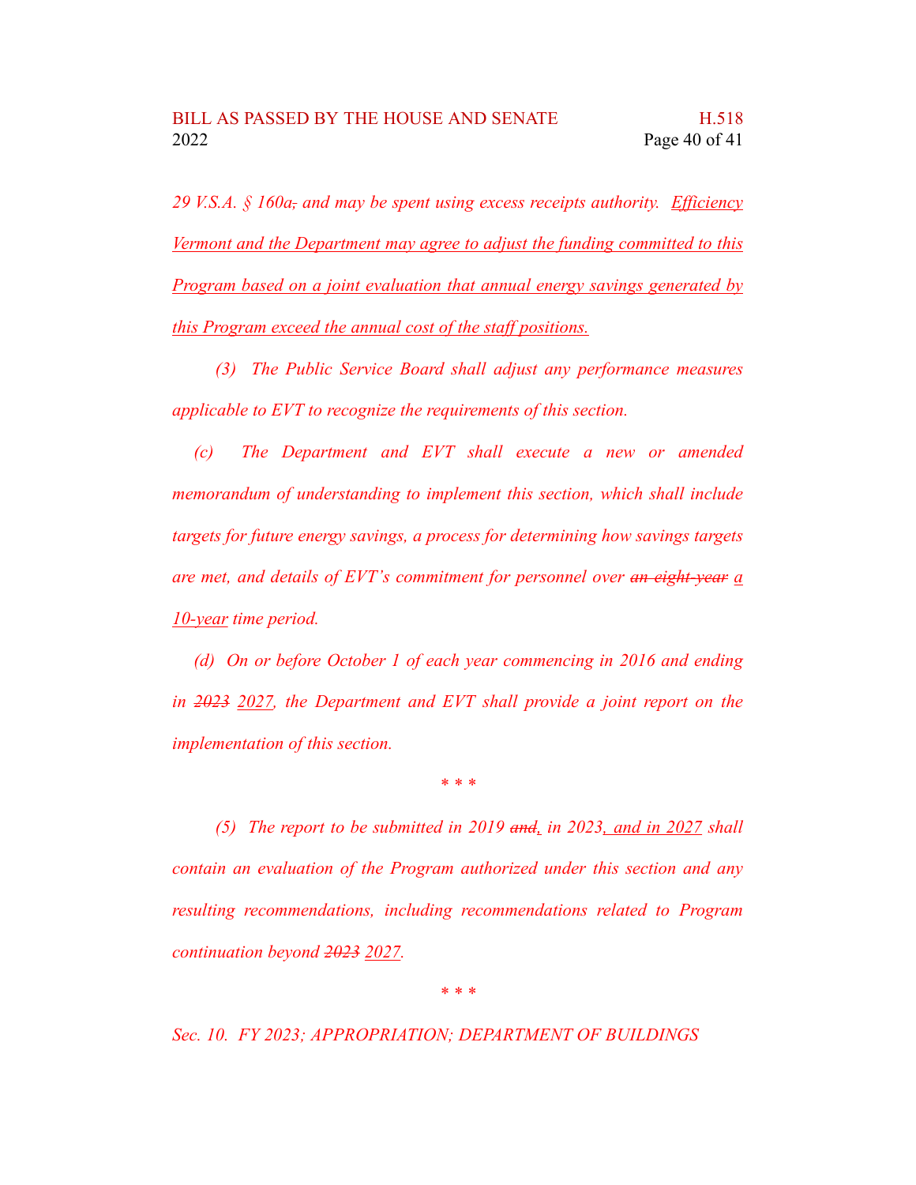*29 V.S.A. § 160a~~,~~ and may be spent using excess receipts authority.* *<u>Efficiency Vermont and the Department may agree to adjust the funding committed to this Program based on a joint evaluation that annual energy savings generated by this Program exceed the annual cost of the staff positions.</u>*

*(3) The Public Service Board shall adjust any performance measures applicable to EVT to recognize the requirements of this section.*

*(c) The Department and EVT shall execute a new or amended memorandum of understanding to implement this section, which shall include targets for future energy savings, a process for determining how savings targets are met, and details of EVT's commitment for personnel over ~~an eight-year~~ <u>a 10-year</u> time period.*

*(d) On or before October 1 of each year commencing in 2016 and ending in ~~2023~~ <u>2027</u>, the Department and EVT shall provide a joint report on the implementation of this section.*

\* \* \*

*(5) The report to be submitted in 2019 ~~and~~<u>,</u> in 2023<u>, and in 2027</u> shall contain an evaluation of the Program authorized under this section and any resulting recommendations, including recommendations related to Program continuation beyond ~~2023~~ <u>2027</u>.*

\* \* \*

*Sec. 10. FY 2023; APPROPRIATION; DEPARTMENT OF BUILDINGS*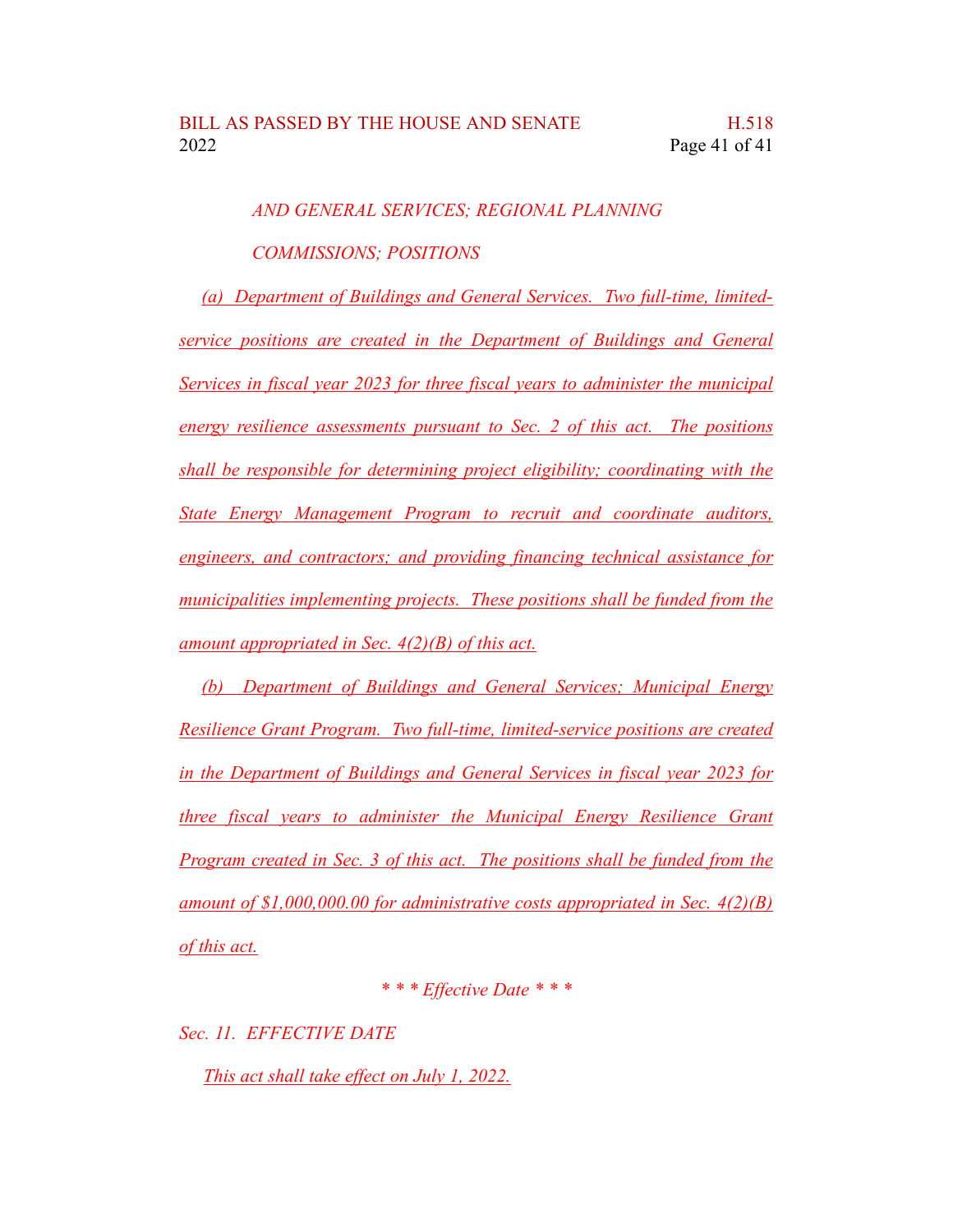*AND GENERAL SERVICES; REGIONAL PLANNING COMMISSIONS; POSITIONS*

(a) Department of Buildings and General Services. Two full-time, limited-service positions are created in the Department of Buildings and General Services in fiscal year 2023 for three fiscal years to administer the municipal energy resilience assessments pursuant to Sec. 2 of this act. The positions shall be responsible for determining project eligibility; coordinating with the State Energy Management Program to recruit and coordinate auditors, engineers, and contractors; and providing financing technical assistance for municipalities implementing projects. These positions shall be funded from the amount appropriated in Sec. 4(2)(B) of this act.

(b) Department of Buildings and General Services; Municipal Energy Resilience Grant Program. Two full-time, limited-service positions are created in the Department of Buildings and General Services in fiscal year 2023 for three fiscal years to administer the Municipal Energy Resilience Grant Program created in Sec. 3 of this act. The positions shall be funded from the amount of $1,000,000.00 for administrative costs appropriated in Sec. 4(2)(B) of this act.

*\* \* \* Effective Date \* \* \**

*Sec. 11. EFFECTIVE DATE*

This act shall take effect on July 1, 2022.